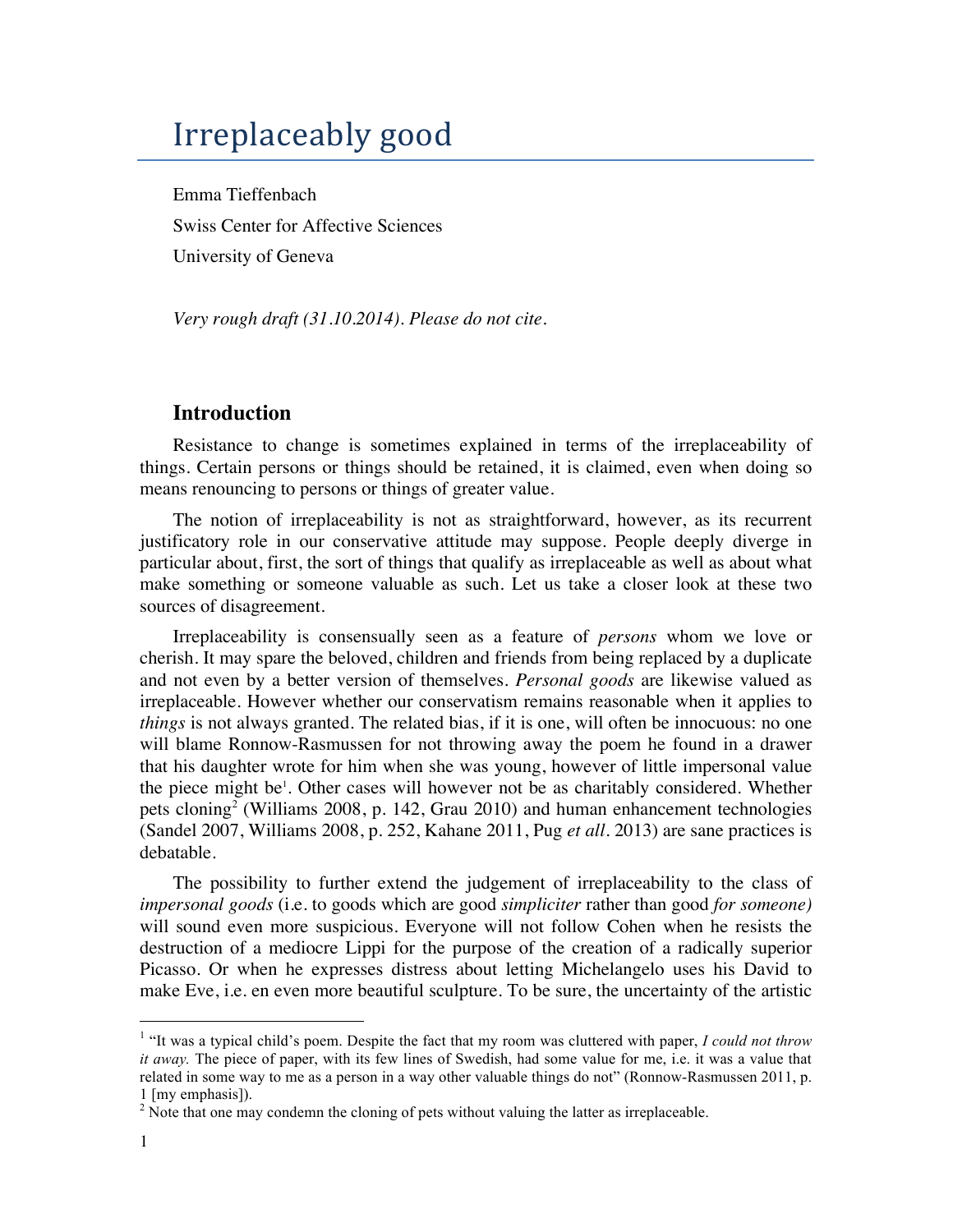# Irreplaceably good

Emma Tieffenbach

Swiss Center for Affective Sciences

University of Geneva

*Very rough draft (31.10.2014). Please do not cite.*

## Introduction

Resistance to change is sometimes explained in terms of the irreplaceability of things. Certain persons or things should be retained, it is claimed, even when doing so means renouncing to persons or things of greater value.

The notion of irreplaceability is not as straightforward, however, as its recurrent justificatory role in our conservative attitude may suppose. People deeply diverge in particular about, first, the sort of things that qualify as irreplaceable as well as about what make something or someone valuable as such. Let us take a closer look at these two sources of disagreement.

Irreplaceability is consensually seen as a feature of *persons* whom we love or cherish. It may spare the beloved, children and friends from being replaced by a duplicate and not even by a better version of themselves. *Personal goods* are likewise valued as irreplaceable. However whether our conservatism remains reasonable when it applies to *things* is not always granted. The related bias, if it is one, will often be innocuous: no one will blame Ronnow-Rasmussen for not throwing away the poem he found in a drawer that his daughter wrote for him when she was young, however of little impersonal value the piece might be[1]. Other cases will however not be as charitably considered. Whether pets cloning[2] (Williams 2008, p. 142, Grau 2010) and human enhancement technologies (Sandel 2007, Williams 2008, p. 252, Kahane 2011, Pug *et all*. 2013) are sane practices is debatable.

The possibility to further extend the judgement of irreplaceability to the class of *impersonal goods* (i.e. to goods which are good *simpliciter* rather than good *for someone)* will sound even more suspicious. Everyone will not follow Cohen when he resists the destruction of a mediocre Lippi for the purpose of the creation of a radically superior Picasso. Or when he expresses distress about letting Michelangelo uses his David to make Eve, i.e. en even more beautiful sculpture. To be sure, the uncertainty of the artistic

[1] "It was a typical child's poem. Despite the fact that my room was cluttered with paper, *I could not throw it away.* The piece of paper, with its few lines of Swedish, had some value for me, i.e. it was a value that related in some way to me as a person in a way other valuable things do not" (Ronnow-Rasmussen 2011, p. 1 [my emphasis]).

[2] Note that one may condemn the cloning of pets without valuing the latter as irreplaceable.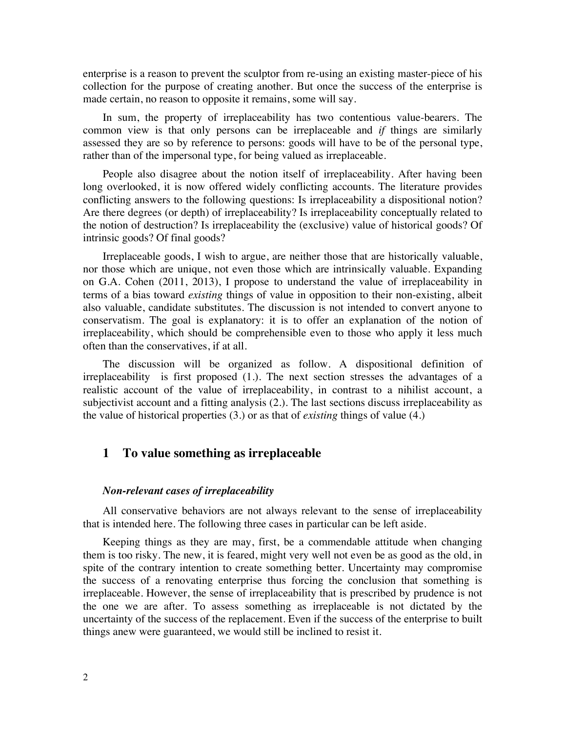enterprise is a reason to prevent the sculptor from re-using an existing master-piece of his collection for the purpose of creating another. But once the success of the enterprise is made certain, no reason to opposite it remains, some will say.

In sum, the property of irreplaceability has two contentious value-bearers. The common view is that only persons can be irreplaceable and *if* things are similarly assessed they are so by reference to persons: goods will have to be of the personal type, rather than of the impersonal type, for being valued as irreplaceable.

People also disagree about the notion itself of irreplaceability. After having been long overlooked, it is now offered widely conflicting accounts. The literature provides conflicting answers to the following questions: Is irreplaceability a dispositional notion? Are there degrees (or depth) of irreplaceability? Is irreplaceability conceptually related to the notion of destruction? Is irreplaceability the (exclusive) value of historical goods? Of intrinsic goods? Of final goods?

Irreplaceable goods, I wish to argue, are neither those that are historically valuable, nor those which are unique, not even those which are intrinsically valuable. Expanding on G.A. Cohen (2011, 2013), I propose to understand the value of irreplaceability in terms of a bias toward *existing* things of value in opposition to their non-existing, albeit also valuable, candidate substitutes. The discussion is not intended to convert anyone to conservatism. The goal is explanatory: it is to offer an explanation of the notion of irreplaceability, which should be comprehensible even to those who apply it less much often than the conservatives, if at all.

The discussion will be organized as follow. A dispositional definition of irreplaceability is first proposed (1.). The next section stresses the advantages of a realistic account of the value of irreplaceability, in contrast to a nihilist account, a subjectivist account and a fitting analysis (2.). The last sections discuss irreplaceability as the value of historical properties (3.) or as that of *existing* things of value (4.)

## 1 To value something as irreplaceable

### *Non-relevant cases of irreplaceability*

All conservative behaviors are not always relevant to the sense of irreplaceability that is intended here. The following three cases in particular can be left aside.

Keeping things as they are may, first, be a commendable attitude when changing them is too risky. The new, it is feared, might very well not even be as good as the old, in spite of the contrary intention to create something better. Uncertainty may compromise the success of a renovating enterprise thus forcing the conclusion that something is irreplaceable. However, the sense of irreplaceability that is prescribed by prudence is not the one we are after. To assess something as irreplaceable is not dictated by the uncertainty of the success of the replacement. Even if the success of the enterprise to built things anew were guaranteed, we would still be inclined to resist it.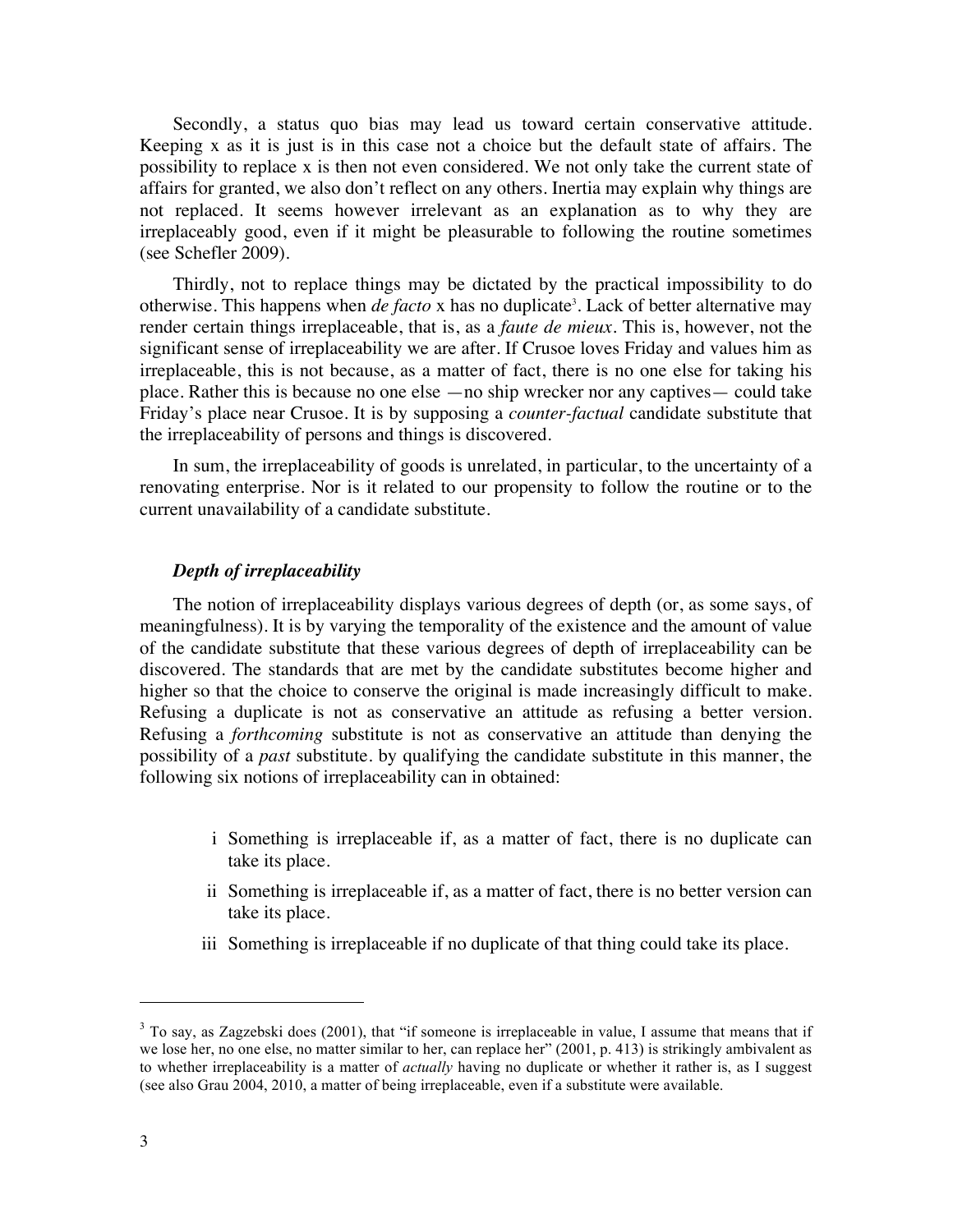Secondly, a status quo bias may lead us toward certain conservative attitude. Keeping x as it is just is in this case not a choice but the default state of affairs. The possibility to replace x is then not even considered. We not only take the current state of affairs for granted, we also don't reflect on any others. Inertia may explain why things are not replaced. It seems however irrelevant as an explanation as to why they are irreplaceably good, even if it might be pleasurable to following the routine sometimes (see Schefler 2009).

Thirdly, not to replace things may be dictated by the practical impossibility to do otherwise. This happens when *de facto* x has no duplicate[3]. Lack of better alternative may render certain things irreplaceable, that is, as a *faute de mieux*. This is, however, not the significant sense of irreplaceability we are after. If Crusoe loves Friday and values him as irreplaceable, this is not because, as a matter of fact, there is no one else for taking his place. Rather this is because no one else —no ship wrecker nor any captives— could take Friday's place near Crusoe. It is by supposing a *counter-factual* candidate substitute that the irreplaceability of persons and things is discovered.

In sum, the irreplaceability of goods is unrelated, in particular, to the uncertainty of a renovating enterprise. Nor is it related to our propensity to follow the routine or to the current unavailability of a candidate substitute.

### *Depth of irreplaceability*

The notion of irreplaceability displays various degrees of depth (or, as some says, of meaningfulness). It is by varying the temporality of the existence and the amount of value of the candidate substitute that these various degrees of depth of irreplaceability can be discovered. The standards that are met by the candidate substitutes become higher and higher so that the choice to conserve the original is made increasingly difficult to make. Refusing a duplicate is not as conservative an attitude as refusing a better version. Refusing a *forthcoming* substitute is not as conservative an attitude than denying the possibility of a *past* substitute. by qualifying the candidate substitute in this manner, the following six notions of irreplaceability can in obtained:

i Something is irreplaceable if, as a matter of fact, there is no duplicate can take its place.

ii Something is irreplaceable if, as a matter of fact, there is no better version can take its place.

iii Something is irreplaceable if no duplicate of that thing could take its place.

[3] To say, as Zagzebski does (2001), that "if someone is irreplaceable in value, I assume that means that if we lose her, no one else, no matter similar to her, can replace her" (2001, p. 413) is strikingly ambivalent as to whether irreplaceability is a matter of *actually* having no duplicate or whether it rather is, as I suggest (see also Grau 2004, 2010, a matter of being irreplaceable, even if a substitute were available.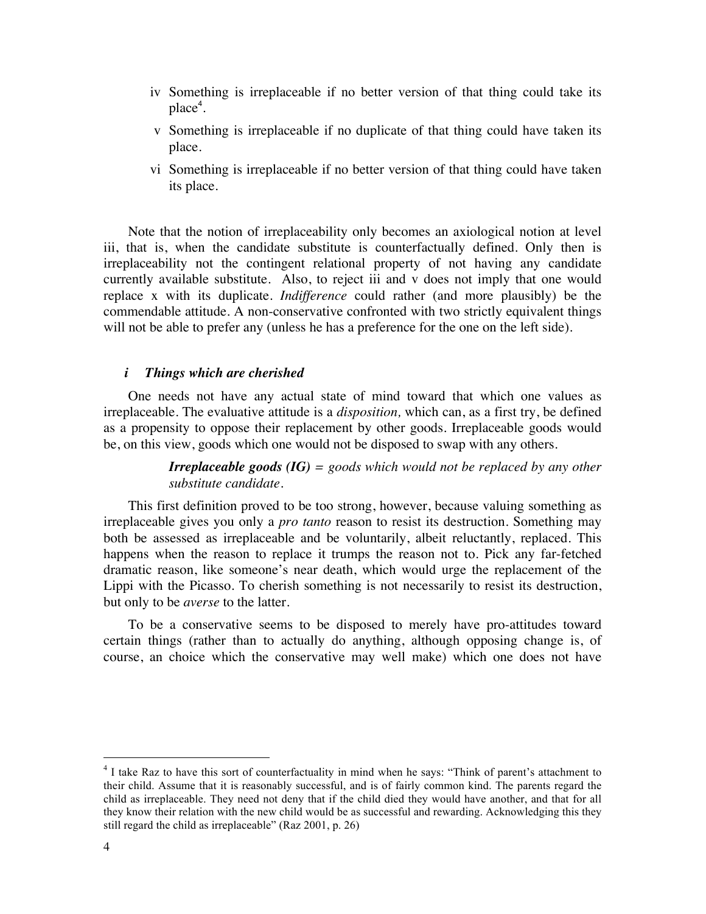iv Something is irreplaceable if no better version of that thing could take its place[4].

v Something is irreplaceable if no duplicate of that thing could have taken its place.

vi Something is irreplaceable if no better version of that thing could have taken its place.

Note that the notion of irreplaceability only becomes an axiological notion at level iii, that is, when the candidate substitute is counterfactually defined. Only then is irreplaceability not the contingent relational property of not having any candidate currently available substitute. Also, to reject iii and v does not imply that one would replace x with its duplicate. *Indifference* could rather (and more plausibly) be the commendable attitude. A non-conservative confronted with two strictly equivalent things will not be able to prefer any (unless he has a preference for the one on the left side).

### *i Things which are cherished*

One needs not have any actual state of mind toward that which one values as irreplaceable. The evaluative attitude is a *disposition,* which can, as a first try, be defined as a propensity to oppose their replacement by other goods. Irreplaceable goods would be, on this view, goods which one would not be disposed to swap with any others.

> ***Irreplaceable goods (IG)** = goods which would not be replaced by any other substitute candidate.*

This first definition proved to be too strong, however, because valuing something as irreplaceable gives you only a *pro tanto* reason to resist its destruction. Something may both be assessed as irreplaceable and be voluntarily, albeit reluctantly, replaced. This happens when the reason to replace it trumps the reason not to. Pick any far-fetched dramatic reason, like someone's near death, which would urge the replacement of the Lippi with the Picasso. To cherish something is not necessarily to resist its destruction, but only to be *averse* to the latter.

To be a conservative seems to be disposed to merely have pro-attitudes toward certain things (rather than to actually do anything, although opposing change is, of course, an choice which the conservative may well make) which one does not have

---

[4] I take Raz to have this sort of counterfactuality in mind when he says: "Think of parent's attachment to their child. Assume that it is reasonably successful, and is of fairly common kind. The parents regard the child as irreplaceable. They need not deny that if the child died they would have another, and that for all they know their relation with the new child would be as successful and rewarding. Acknowledging this they still regard the child as irreplaceable" (Raz 2001, p. 26)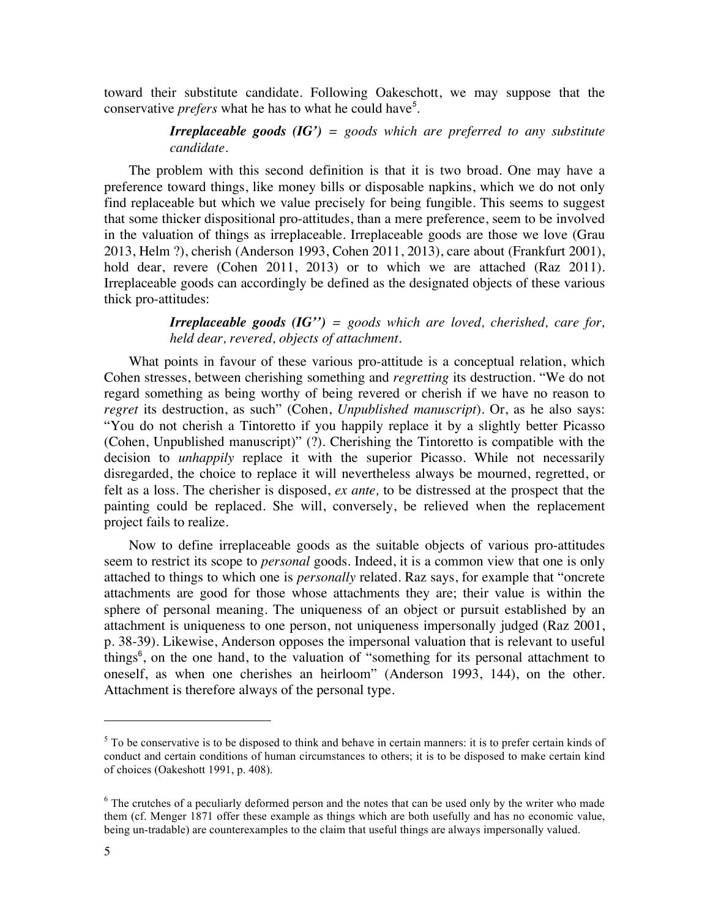toward their substitute candidate. Following Oakeschott, we may suppose that the conservative *prefers* what he has to what he could have[5].

> ***Irreplaceable goods (IG')*** *= goods which are preferred to any substitute candidate.*

The problem with this second definition is that it is two broad. One may have a preference toward things, like money bills or disposable napkins, which we do not only find replaceable but which we value precisely for being fungible. This seems to suggest that some thicker dispositional pro-attitudes, than a mere preference, seem to be involved in the valuation of things as irreplaceable. Irreplaceable goods are those we love (Grau 2013, Helm ?), cherish (Anderson 1993, Cohen 2011, 2013), care about (Frankfurt 2001), hold dear, revere (Cohen 2011, 2013) or to which we are attached (Raz 2011). Irreplaceable goods can accordingly be defined as the designated objects of these various thick pro-attitudes:

> ***Irreplaceable goods (IG'')*** *= goods which are loved, cherished, care for, held dear, revered, objects of attachment.*

What points in favour of these various pro-attitude is a conceptual relation, which Cohen stresses, between cherishing something and *regretting* its destruction. "We do not regard something as being worthy of being revered or cherish if we have no reason to *regret* its destruction, as such" (Cohen, *Unpublished manuscript*). Or, as he also says: "You do not cherish a Tintoretto if you happily replace it by a slightly better Picasso (Cohen, Unpublished manuscript)" (?). Cherishing the Tintoretto is compatible with the decision to *unhappily* replace it with the superior Picasso. While not necessarily disregarded, the choice to replace it will nevertheless always be mourned, regretted, or felt as a loss. The cherisher is disposed, *ex ante,* to be distressed at the prospect that the painting could be replaced. She will, conversely, be relieved when the replacement project fails to realize.

Now to define irreplaceable goods as the suitable objects of various pro-attitudes seem to restrict its scope to *personal* goods. Indeed, it is a common view that one is only attached to things to which one is *personally* related. Raz says, for example that "oncrete attachments are good for those whose attachments they are; their value is within the sphere of personal meaning. The uniqueness of an object or pursuit established by an attachment is uniqueness to one person, not uniqueness impersonally judged (Raz 2001, p. 38-39). Likewise, Anderson opposes the impersonal valuation that is relevant to useful things[6], on the one hand, to the valuation of "something for its personal attachment to oneself, as when one cherishes an heirloom" (Anderson 1993, 144), on the other. Attachment is therefore always of the personal type.

---

[5] To be conservative is to be disposed to think and behave in certain manners: it is to prefer certain kinds of conduct and certain conditions of human circumstances to others; it is to be disposed to make certain kind of choices (Oakeshott 1991, p. 408).

[6] The crutches of a peculiarly deformed person and the notes that can be used only by the writer who made them (cf. Menger 1871 offer these example as things which are both usefully and has no economic value, being un-tradable) are counterexamples to the claim that useful things are always impersonally valued.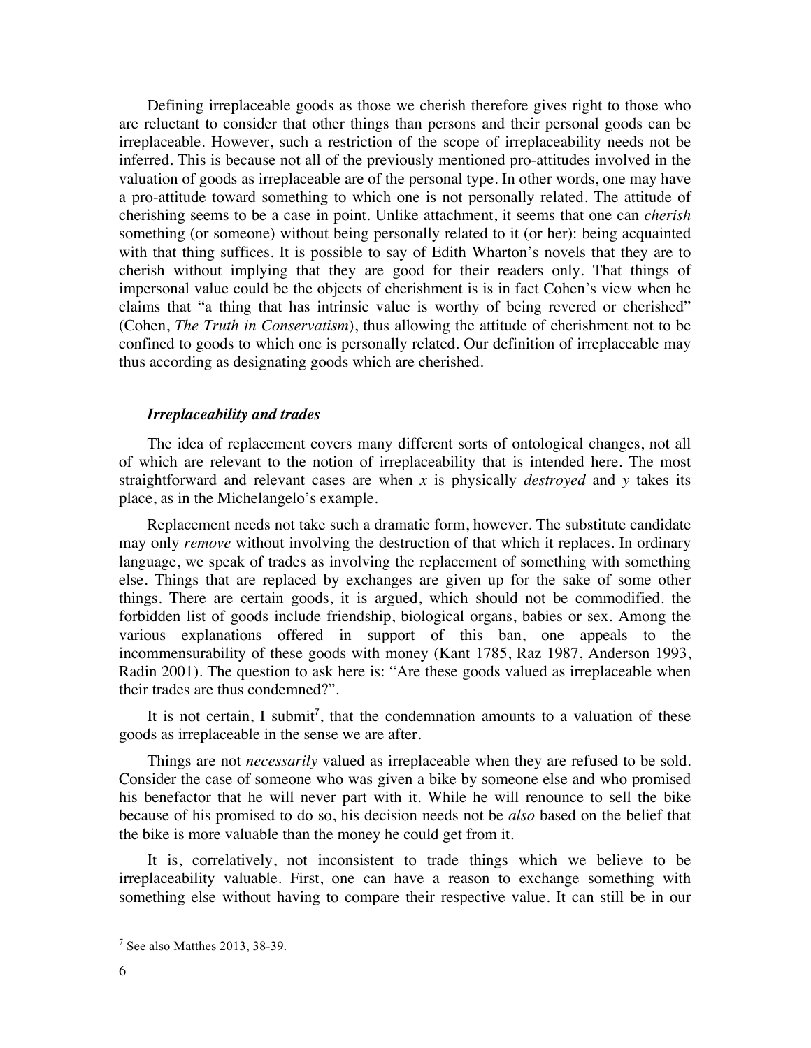Defining irreplaceable goods as those we cherish therefore gives right to those who are reluctant to consider that other things than persons and their personal goods can be irreplaceable. However, such a restriction of the scope of irreplaceability needs not be inferred. This is because not all of the previously mentioned pro-attitudes involved in the valuation of goods as irreplaceable are of the personal type. In other words, one may have a pro-attitude toward something to which one is not personally related. The attitude of cherishing seems to be a case in point. Unlike attachment, it seems that one can *cherish* something (or someone) without being personally related to it (or her): being acquainted with that thing suffices. It is possible to say of Edith Wharton's novels that they are to cherish without implying that they are good for their readers only. That things of impersonal value could be the objects of cherishment is is in fact Cohen's view when he claims that "a thing that has intrinsic value is worthy of being revered or cherished" (Cohen, *The Truth in Conservatism*), thus allowing the attitude of cherishment not to be confined to goods to which one is personally related. Our definition of irreplaceable may thus according as designating goods which are cherished.

### *Irreplaceability and trades*

The idea of replacement covers many different sorts of ontological changes, not all of which are relevant to the notion of irreplaceability that is intended here. The most straightforward and relevant cases are when *x* is physically *destroyed* and *y* takes its place, as in the Michelangelo's example.

Replacement needs not take such a dramatic form, however. The substitute candidate may only *remove* without involving the destruction of that which it replaces. In ordinary language, we speak of trades as involving the replacement of something with something else. Things that are replaced by exchanges are given up for the sake of some other things. There are certain goods, it is argued, which should not be commodified. the forbidden list of goods include friendship, biological organs, babies or sex. Among the various explanations offered in support of this ban, one appeals to the incommensurability of these goods with money (Kant 1785, Raz 1987, Anderson 1993, Radin 2001). The question to ask here is: "Are these goods valued as irreplaceable when their trades are thus condemned?".

It is not certain, I submit[7], that the condemnation amounts to a valuation of these goods as irreplaceable in the sense we are after.

Things are not *necessarily* valued as irreplaceable when they are refused to be sold. Consider the case of someone who was given a bike by someone else and who promised his benefactor that he will never part with it. While he will renounce to sell the bike because of his promised to do so, his decision needs not be *also* based on the belief that the bike is more valuable than the money he could get from it.

It is, correlatively, not inconsistent to trade things which we believe to be irreplaceability valuable. First, one can have a reason to exchange something with something else without having to compare their respective value. It can still be in our

[7] See also Matthes 2013, 38-39.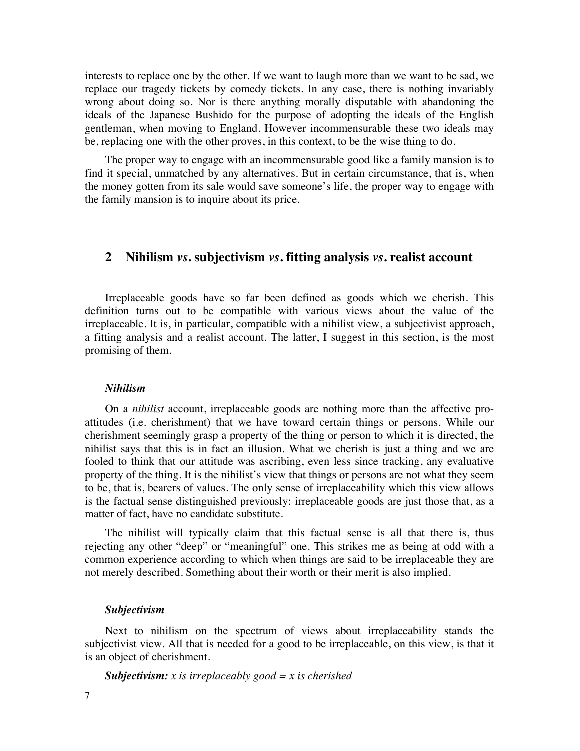interests to replace one by the other. If we want to laugh more than we want to be sad, we replace our tragedy tickets by comedy tickets. In any case, there is nothing invariably wrong about doing so. Nor is there anything morally disputable with abandoning the ideals of the Japanese Bushido for the purpose of adopting the ideals of the English gentleman, when moving to England. However incommensurable these two ideals may be, replacing one with the other proves, in this context, to be the wise thing to do.

The proper way to engage with an incommensurable good like a family mansion is to find it special, unmatched by any alternatives. But in certain circumstance, that is, when the money gotten from its sale would save someone's life, the proper way to engage with the family mansion is to inquire about its price.

## 2 Nihilism *vs.* subjectivism *vs.* fitting analysis *vs.* realist account

Irreplaceable goods have so far been defined as goods which we cherish. This definition turns out to be compatible with various views about the value of the irreplaceable. It is, in particular, compatible with a nihilist view, a subjectivist approach, a fitting analysis and a realist account. The latter, I suggest in this section, is the most promising of them.

### *Nihilism*

On a *nihilist* account, irreplaceable goods are nothing more than the affective pro-attitudes (i.e. cherishment) that we have toward certain things or persons. While our cherishment seemingly grasp a property of the thing or person to which it is directed, the nihilist says that this is in fact an illusion. What we cherish is just a thing and we are fooled to think that our attitude was ascribing, even less since tracking, any evaluative property of the thing. It is the nihilist's view that things or persons are not what they seem to be, that is, bearers of values. The only sense of irreplaceability which this view allows is the factual sense distinguished previously: irreplaceable goods are just those that, as a matter of fact, have no candidate substitute.

The nihilist will typically claim that this factual sense is all that there is, thus rejecting any other "deep" or "meaningful" one. This strikes me as being at odd with a common experience according to which when things are said to be irreplaceable they are not merely described. Something about their worth or their merit is also implied.

### *Subjectivism*

Next to nihilism on the spectrum of views about irreplaceability stands the subjectivist view. All that is needed for a good to be irreplaceable, on this view, is that it is an object of cherishment.

***Subjectivism:*** *x is irreplaceably good = x is cherished*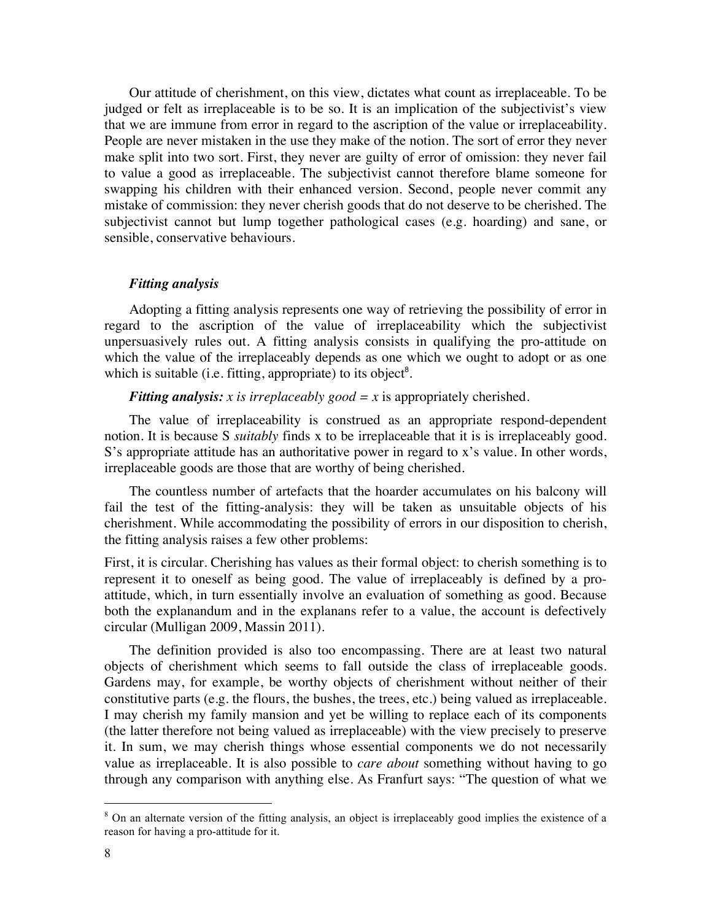Our attitude of cherishment, on this view, dictates what count as irreplaceable. To be judged or felt as irreplaceable is to be so. It is an implication of the subjectivist's view that we are immune from error in regard to the ascription of the value or irreplaceability. People are never mistaken in the use they make of the notion. The sort of error they never make split into two sort. First, they never are guilty of error of omission: they never fail to value a good as irreplaceable. The subjectivist cannot therefore blame someone for swapping his children with their enhanced version. Second, people never commit any mistake of commission: they never cherish goods that do not deserve to be cherished. The subjectivist cannot but lump together pathological cases (e.g. hoarding) and sane, or sensible, conservative behaviours.

### *Fitting analysis*

Adopting a fitting analysis represents one way of retrieving the possibility of error in regard to the ascription of the value of irreplaceability which the subjectivist unpersuasively rules out. A fitting analysis consists in qualifying the pro-attitude on which the value of the irreplaceably depends as one which we ought to adopt or as one which is suitable (i.e. fitting, appropriate) to its object[8].

***Fitting analysis:*** *x is irreplaceably good = x* is appropriately cherished.

The value of irreplaceability is construed as an appropriate respond-dependent notion. It is because S *suitably* finds x to be irreplaceable that it is is irreplaceably good. S's appropriate attitude has an authoritative power in regard to x's value. In other words, irreplaceable goods are those that are worthy of being cherished.

The countless number of artefacts that the hoarder accumulates on his balcony will fail the test of the fitting-analysis: they will be taken as unsuitable objects of his cherishment. While accommodating the possibility of errors in our disposition to cherish, the fitting analysis raises a few other problems:

First, it is circular. Cherishing has values as their formal object: to cherish something is to represent it to oneself as being good. The value of irreplaceably is defined by a pro-attitude, which, in turn essentially involve an evaluation of something as good. Because both the explanandum and in the explanans refer to a value, the account is defectively circular (Mulligan 2009, Massin 2011).

The definition provided is also too encompassing. There are at least two natural objects of cherishment which seems to fall outside the class of irreplaceable goods. Gardens may, for example, be worthy objects of cherishment without neither of their constitutive parts (e.g. the flours, the bushes, the trees, etc.) being valued as irreplaceable. I may cherish my family mansion and yet be willing to replace each of its components (the latter therefore not being valued as irreplaceable) with the view precisely to preserve it. In sum, we may cherish things whose essential components we do not necessarily value as irreplaceable. It is also possible to *care about* something without having to go through any comparison with anything else. As Franfurt says: "The question of what we

---

[8] On an alternate version of the fitting analysis, an object is irreplaceably good implies the existence of a reason for having a pro-attitude for it.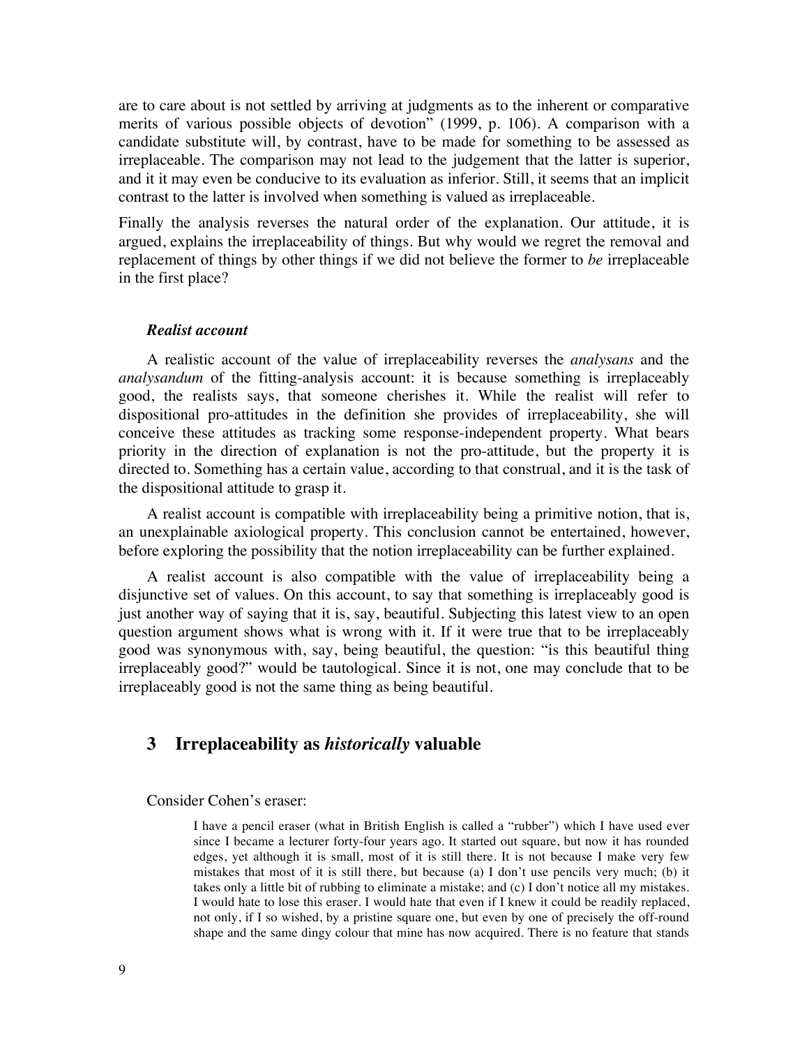are to care about is not settled by arriving at judgments as to the inherent or comparative merits of various possible objects of devotion" (1999, p. 106). A comparison with a candidate substitute will, by contrast, have to be made for something to be assessed as irreplaceable. The comparison may not lead to the judgement that the latter is superior, and it it may even be conducive to its evaluation as inferior. Still, it seems that an implicit contrast to the latter is involved when something is valued as irreplaceable.

Finally the analysis reverses the natural order of the explanation. Our attitude, it is argued, explains the irreplaceability of things. But why would we regret the removal and replacement of things by other things if we did not believe the former to *be* irreplaceable in the first place?

#### *Realist account*

A realistic account of the value of irreplaceability reverses the *analysans* and the *analysandum* of the fitting-analysis account: it is because something is irreplaceably good, the realists says, that someone cherishes it. While the realist will refer to dispositional pro-attitudes in the definition she provides of irreplaceability, she will conceive these attitudes as tracking some response-independent property. What bears priority in the direction of explanation is not the pro-attitude, but the property it is directed to. Something has a certain value, according to that construal, and it is the task of the dispositional attitude to grasp it.

A realist account is compatible with irreplaceability being a primitive notion, that is, an unexplainable axiological property. This conclusion cannot be entertained, however, before exploring the possibility that the notion irreplaceability can be further explained.

A realist account is also compatible with the value of irreplaceability being a disjunctive set of values. On this account, to say that something is irreplaceably good is just another way of saying that it is, say, beautiful. Subjecting this latest view to an open question argument shows what is wrong with it. If it were true that to be irreplaceably good was synonymous with, say, being beautiful, the question: "is this beautiful thing irreplaceably good?" would be tautological. Since it is not, one may conclude that to be irreplaceably good is not the same thing as being beautiful.

## 3 Irreplaceability as *historically* valuable

Consider Cohen's eraser:

> I have a pencil eraser (what in British English is called a "rubber") which I have used ever since I became a lecturer forty-four years ago. It started out square, but now it has rounded edges, yet although it is small, most of it is still there. It is not because I make very few mistakes that most of it is still there, but because (a) I don't use pencils very much; (b) it takes only a little bit of rubbing to eliminate a mistake; and (c) I don't notice all my mistakes. I would hate to lose this eraser. I would hate that even if I knew it could be readily replaced, not only, if I so wished, by a pristine square one, but even by one of precisely the off-round shape and the same dingy colour that mine has now acquired. There is no feature that stands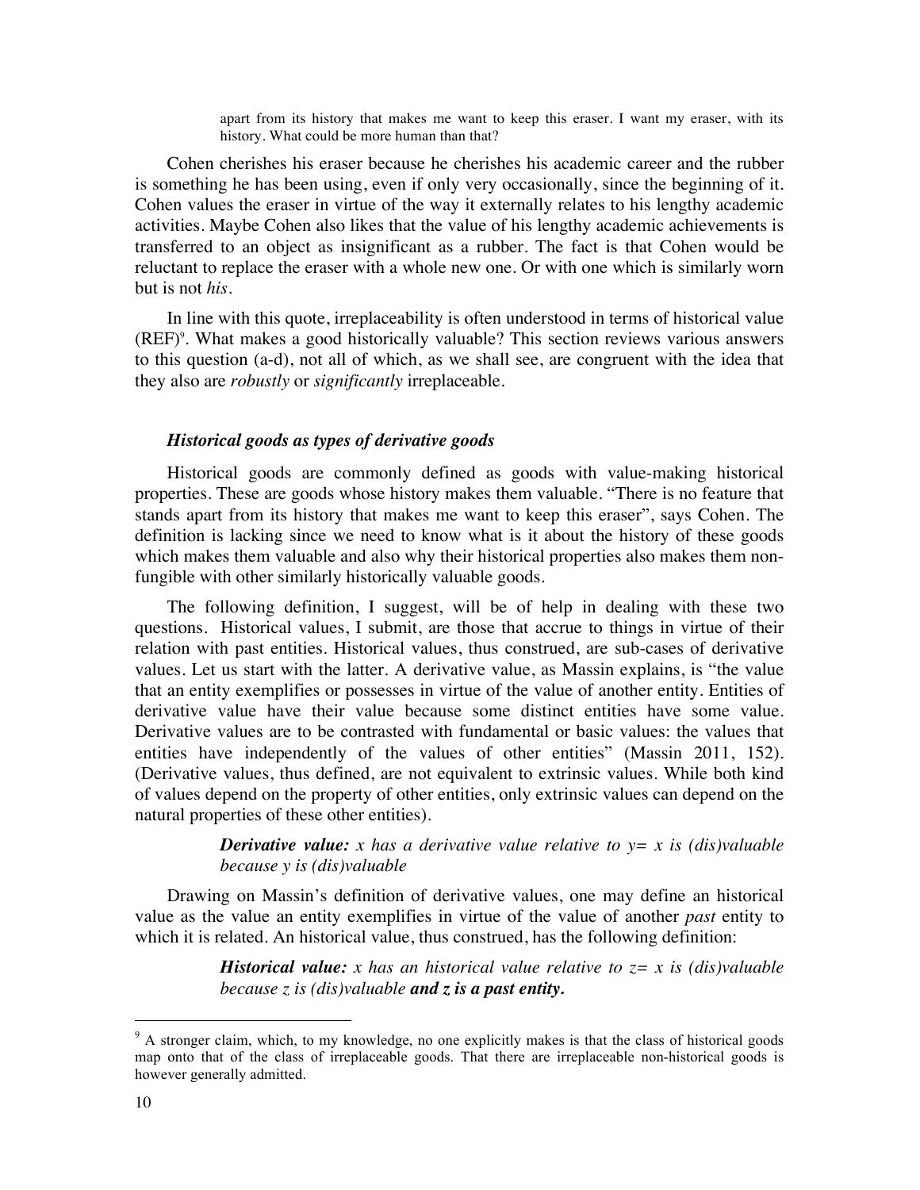> apart from its history that makes me want to keep this eraser. I want my eraser, with its history. What could be more human than that?

Cohen cherishes his eraser because he cherishes his academic career and the rubber is something he has been using, even if only very occasionally, since the beginning of it. Cohen values the eraser in virtue of the way it externally relates to his lengthy academic activities. Maybe Cohen also likes that the value of his lengthy academic achievements is transferred to an object as insignificant as a rubber. The fact is that Cohen would be reluctant to replace the eraser with a whole new one. Or with one which is similarly worn but is not *his*.

In line with this quote, irreplaceability is often understood in terms of historical value (REF)[9]. What makes a good historically valuable? This section reviews various answers to this question (a-d), not all of which, as we shall see, are congruent with the idea that they also are *robustly* or *significantly* irreplaceable.

### *Historical goods as types of derivative goods*

Historical goods are commonly defined as goods with value-making historical properties. These are goods whose history makes them valuable. "There is no feature that stands apart from its history that makes me want to keep this eraser", says Cohen. The definition is lacking since we need to know what is it about the history of these goods which makes them valuable and also why their historical properties also makes them non-fungible with other similarly historically valuable goods.

The following definition, I suggest, will be of help in dealing with these two questions. Historical values, I submit, are those that accrue to things in virtue of their relation with past entities. Historical values, thus construed, are sub-cases of derivative values. Let us start with the latter. A derivative value, as Massin explains, is "the value that an entity exemplifies or possesses in virtue of the value of another entity. Entities of derivative value have their value because some distinct entities have some value. Derivative values are to be contrasted with fundamental or basic values: the values that entities have independently of the values of other entities" (Massin 2011, 152). (Derivative values, thus defined, are not equivalent to extrinsic values. While both kind of values depend on the property of other entities, only extrinsic values can depend on the natural properties of these other entities).

> ***Derivative value:*** *x has a derivative value relative to y= x is (dis)valuable because y is (dis)valuable*

Drawing on Massin's definition of derivative values, one may define an historical value as the value an entity exemplifies in virtue of the value of another *past* entity to which it is related. An historical value, thus construed, has the following definition:

> ***Historical value:*** *x has an historical value relative to z= x is (dis)valuable because z is (dis)valuable* ***and z is a past entity.***

---

[9] A stronger claim, which, to my knowledge, no one explicitly makes is that the class of historical goods map onto that of the class of irreplaceable goods. That there are irreplaceable non-historical goods is however generally admitted.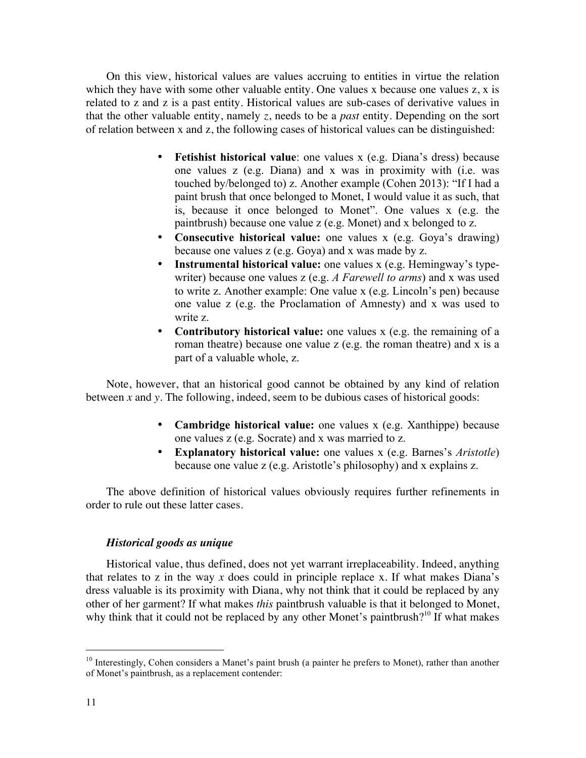On this view, historical values are values accruing to entities in virtue the relation which they have with some other valuable entity. One values x because one values z, x is related to z and z is a past entity. Historical values are sub-cases of derivative values in that the other valuable entity, namely *z*, needs to be a *past* entity. Depending on the sort of relation between x and z, the following cases of historical values can be distinguished:

- **Fetishist historical value**: one values x (e.g. Diana's dress) because one values z (e.g. Diana) and x was in proximity with (i.e. was touched by/belonged to) z. Another example (Cohen 2013): "If I had a paint brush that once belonged to Monet, I would value it as such, that is, because it once belonged to Monet". One values x (e.g. the paintbrush) because one value z (e.g. Monet) and x belonged to z.
- **Consecutive historical value:** one values x (e.g. Goya's drawing) because one values z (e.g. Goya) and x was made by z.
- **Instrumental historical value:** one values x (e.g. Hemingway's type-writer) because one values z (e.g. *A Farewell to arms*) and x was used to write z. Another example: One value x (e.g. Lincoln's pen) because one value z (e.g. the Proclamation of Amnesty) and x was used to write z.
- **Contributory historical value:** one values x (e.g. the remaining of a roman theatre) because one value z (e.g. the roman theatre) and x is a part of a valuable whole, z.

Note, however, that an historical good cannot be obtained by any kind of relation between *x* and *y*. The following, indeed, seem to be dubious cases of historical goods:

- **Cambridge historical value:** one values x (e.g. Xanthippe) because one values z (e.g. Socrate) and x was married to z.
- **Explanatory historical value:** one values x (e.g. Barnes's *Aristotle*) because one value z (e.g. Aristotle's philosophy) and x explains z.

The above definition of historical values obviously requires further refinements in order to rule out these latter cases.

### *Historical goods as unique*

Historical value, thus defined, does not yet warrant irreplaceability. Indeed, anything that relates to z in the way *x* does could in principle replace x. If what makes Diana's dress valuable is its proximity with Diana, why not think that it could be replaced by any other of her garment? If what makes *this* paintbrush valuable is that it belonged to Monet, why think that it could not be replaced by any other Monet's paintbrush?[10] If what makes

---

[10] Interestingly, Cohen considers a Manet's paint brush (a painter he prefers to Monet), rather than another of Monet's paintbrush, as a replacement contender: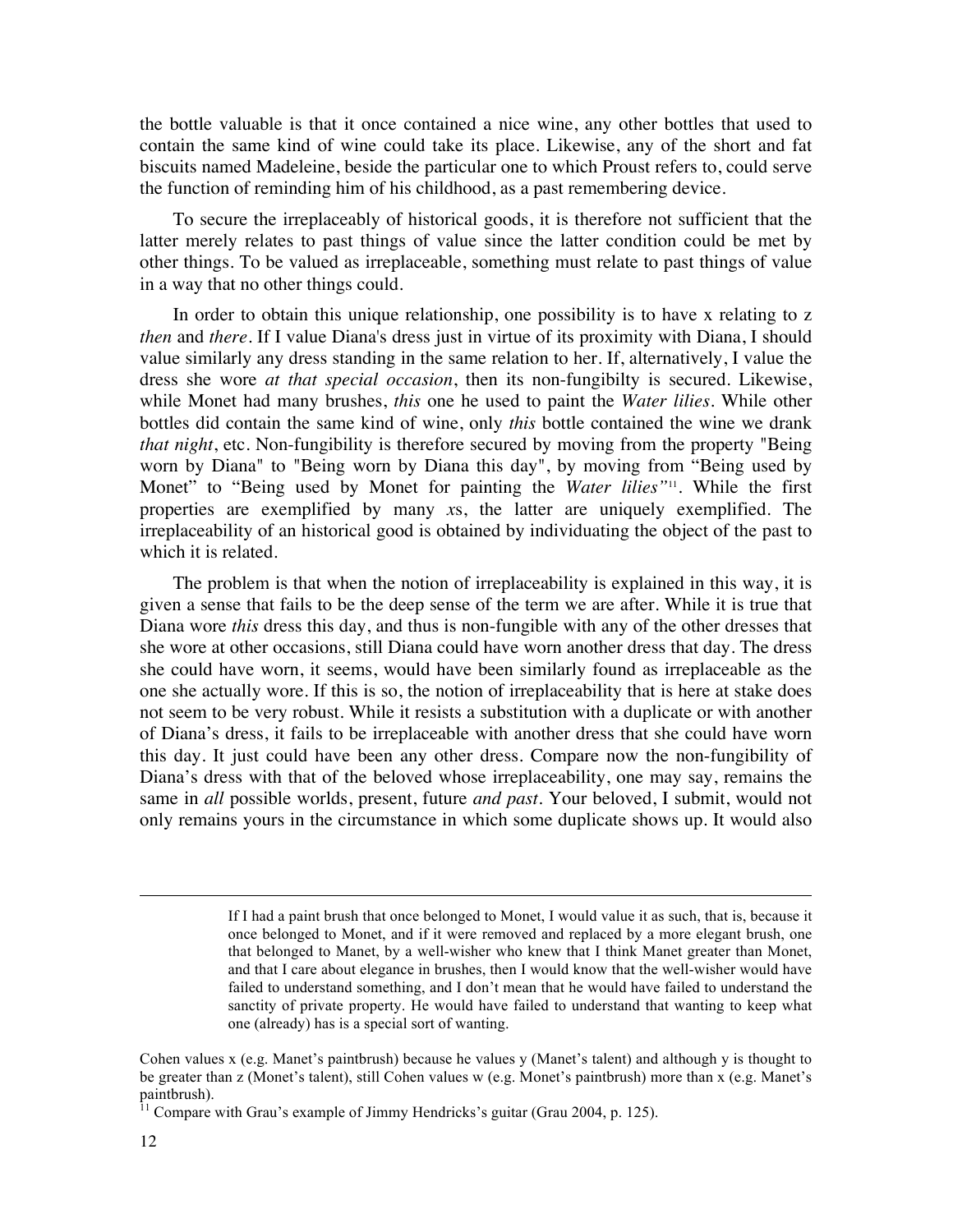the bottle valuable is that it once contained a nice wine, any other bottles that used to contain the same kind of wine could take its place. Likewise, any of the short and fat biscuits named Madeleine, beside the particular one to which Proust refers to, could serve the function of reminding him of his childhood, as a past remembering device.

To secure the irreplaceably of historical goods, it is therefore not sufficient that the latter merely relates to past things of value since the latter condition could be met by other things. To be valued as irreplaceable, something must relate to past things of value in a way that no other things could.

In order to obtain this unique relationship, one possibility is to have x relating to z *then* and *there*. If I value Diana's dress just in virtue of its proximity with Diana, I should value similarly any dress standing in the same relation to her. If, alternatively, I value the dress she wore *at that special occasion*, then its non-fungibilty is secured. Likewise, while Monet had many brushes, *this* one he used to paint the *Water lilies*. While other bottles did contain the same kind of wine, only *this* bottle contained the wine we drank *that night*, etc. Non-fungibility is therefore secured by moving from the property "Being worn by Diana" to "Being worn by Diana this day", by moving from "Being used by Monet" to "Being used by Monet for painting the *Water lilies*"[11]. While the first properties are exemplified by many *x*s, the latter are uniquely exemplified. The irreplaceability of an historical good is obtained by individuating the object of the past to which it is related.

The problem is that when the notion of irreplaceability is explained in this way, it is given a sense that fails to be the deep sense of the term we are after. While it is true that Diana wore *this* dress this day, and thus is non-fungible with any of the other dresses that she wore at other occasions, still Diana could have worn another dress that day. The dress she could have worn, it seems, would have been similarly found as irreplaceable as the one she actually wore. If this is so, the notion of irreplaceability that is here at stake does not seem to be very robust. While it resists a substitution with a duplicate or with another of Diana's dress, it fails to be irreplaceable with another dress that she could have worn this day. It just could have been any other dress. Compare now the non-fungibility of Diana's dress with that of the beloved whose irreplaceability, one may say, remains the same in *all* possible worlds, present, future *and past*. Your beloved, I submit, would not only remains yours in the circumstance in which some duplicate shows up. It would also

---

> If I had a paint brush that once belonged to Monet, I would value it as such, that is, because it once belonged to Monet, and if it were removed and replaced by a more elegant brush, one that belonged to Manet, by a well-wisher who knew that I think Manet greater than Monet, and that I care about elegance in brushes, then I would know that the well-wisher would have failed to understand something, and I don't mean that he would have failed to understand the sanctity of private property. He would have failed to understand that wanting to keep what one (already) has is a special sort of wanting.

Cohen values x (e.g. Manet's paintbrush) because he values y (Manet's talent) and although y is thought to be greater than z (Monet's talent), still Cohen values w (e.g. Monet's paintbrush) more than x (e.g. Manet's paintbrush).

[11] Compare with Grau's example of Jimmy Hendricks's guitar (Grau 2004, p. 125).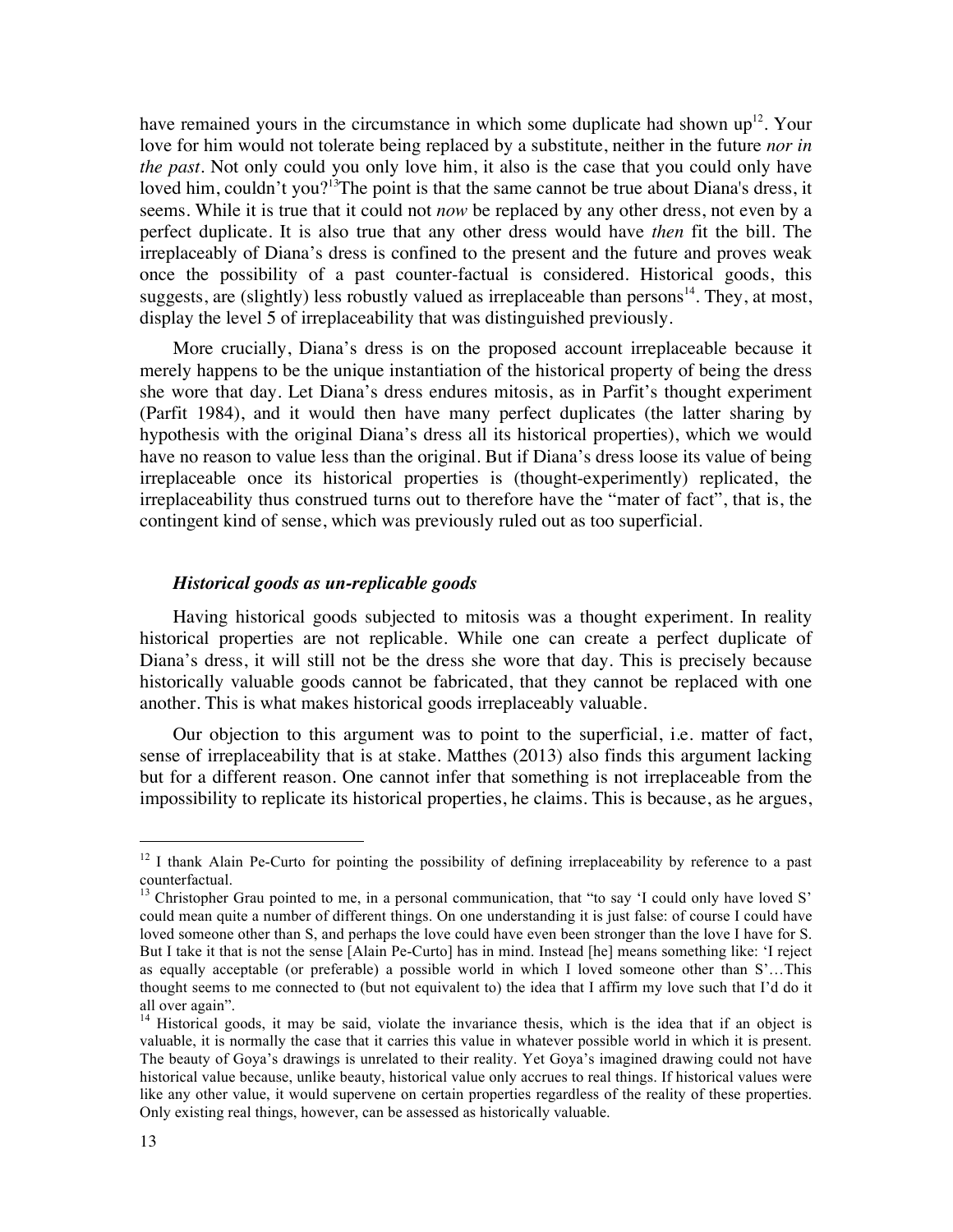have remained yours in the circumstance in which some duplicate had shown up[12]. Your love for him would not tolerate being replaced by a substitute, neither in the future *nor in the past*. Not only could you only love him, it also is the case that you could only have loved him, couldn't you?[13]The point is that the same cannot be true about Diana's dress, it seems. While it is true that it could not *now* be replaced by any other dress, not even by a perfect duplicate. It is also true that any other dress would have *then* fit the bill. The irreplaceably of Diana's dress is confined to the present and the future and proves weak once the possibility of a past counter-factual is considered. Historical goods, this suggests, are (slightly) less robustly valued as irreplaceable than persons[14]. They, at most, display the level 5 of irreplaceability that was distinguished previously.

More crucially, Diana's dress is on the proposed account irreplaceable because it merely happens to be the unique instantiation of the historical property of being the dress she wore that day. Let Diana's dress endures mitosis, as in Parfit's thought experiment (Parfit 1984), and it would then have many perfect duplicates (the latter sharing by hypothesis with the original Diana's dress all its historical properties), which we would have no reason to value less than the original. But if Diana's dress loose its value of being irreplaceable once its historical properties is (thought-experimently) replicated, the irreplaceability thus construed turns out to therefore have the "mater of fact", that is, the contingent kind of sense, which was previously ruled out as too superficial.

### *Historical goods as un-replicable goods*

Having historical goods subjected to mitosis was a thought experiment. In reality historical properties are not replicable. While one can create a perfect duplicate of Diana's dress, it will still not be the dress she wore that day. This is precisely because historically valuable goods cannot be fabricated, that they cannot be replaced with one another. This is what makes historical goods irreplaceably valuable.

Our objection to this argument was to point to the superficial, i.e. matter of fact, sense of irreplaceability that is at stake. Matthes (2013) also finds this argument lacking but for a different reason. One cannot infer that something is not irreplaceable from the impossibility to replicate its historical properties, he claims. This is because, as he argues,

---

[12] I thank Alain Pe-Curto for pointing the possibility of defining irreplaceability by reference to a past counterfactual.

[13] Christopher Grau pointed to me, in a personal communication, that "to say 'I could only have loved S' could mean quite a number of different things. On one understanding it is just false: of course I could have loved someone other than S, and perhaps the love could have even been stronger than the love I have for S. But I take it that is not the sense [Alain Pe-Curto] has in mind. Instead [he] means something like: 'I reject as equally acceptable (or preferable) a possible world in which I loved someone other than S'…This thought seems to me connected to (but not equivalent to) the idea that I affirm my love such that I'd do it all over again".

[14] Historical goods, it may be said, violate the invariance thesis, which is the idea that if an object is valuable, it is normally the case that it carries this value in whatever possible world in which it is present. The beauty of Goya's drawings is unrelated to their reality. Yet Goya's imagined drawing could not have historical value because, unlike beauty, historical value only accrues to real things. If historical values were like any other value, it would supervene on certain properties regardless of the reality of these properties. Only existing real things, however, can be assessed as historically valuable.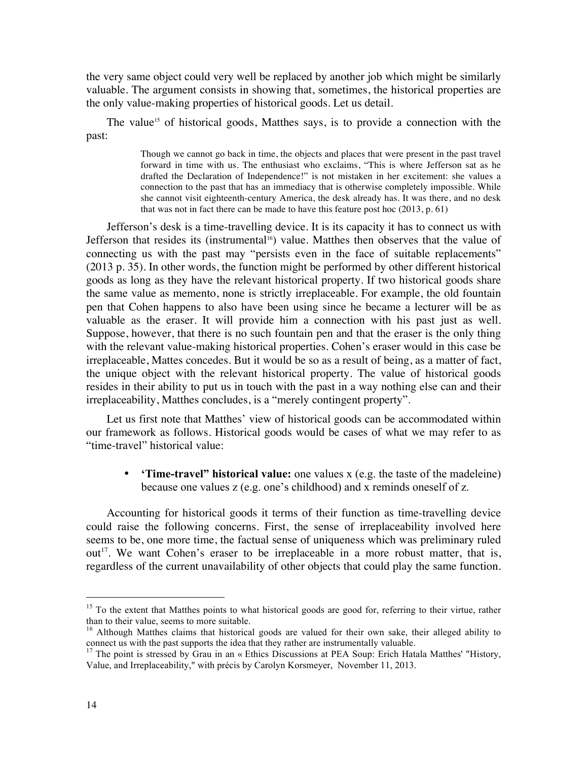the very same object could very well be replaced by another job which might be similarly valuable. The argument consists in showing that, sometimes, the historical properties are the only value-making properties of historical goods. Let us detail.

The value[15] of historical goods, Matthes says, is to provide a connection with the past:

> Though we cannot go back in time, the objects and places that were present in the past travel forward in time with us. The enthusiast who exclaims, "This is where Jefferson sat as he drafted the Declaration of Independence!" is not mistaken in her excitement: she values a connection to the past that has an immediacy that is otherwise completely impossible. While she cannot visit eighteenth-century America, the desk already has. It was there, and no desk that was not in fact there can be made to have this feature post hoc (2013, p. 61)

Jefferson's desk is a time-travelling device. It is its capacity it has to connect us with Jefferson that resides its (instrumental[16]) value. Matthes then observes that the value of connecting us with the past may "persists even in the face of suitable replacements" (2013 p. 35). In other words, the function might be performed by other different historical goods as long as they have the relevant historical property. If two historical goods share the same value as memento, none is strictly irreplaceable. For example, the old fountain pen that Cohen happens to also have been using since he became a lecturer will be as valuable as the eraser. It will provide him a connection with his past just as well. Suppose, however, that there is no such fountain pen and that the eraser is the only thing with the relevant value-making historical properties. Cohen's eraser would in this case be irreplaceable, Mattes concedes. But it would be so as a result of being, as a matter of fact, the unique object with the relevant historical property. The value of historical goods resides in their ability to put us in touch with the past in a way nothing else can and their irreplaceability, Matthes concludes, is a "merely contingent property".

Let us first note that Matthes' view of historical goods can be accommodated within our framework as follows. Historical goods would be cases of what we may refer to as "time-travel" historical value:

- **'Time-travel" historical value:** one values x (e.g. the taste of the madeleine) because one values z (e.g. one's childhood) and x reminds oneself of z.

Accounting for historical goods it terms of their function as time-travelling device could raise the following concerns. First, the sense of irreplaceability involved here seems to be, one more time, the factual sense of uniqueness which was preliminary ruled out[17]. We want Cohen's eraser to be irreplaceable in a more robust matter, that is, regardless of the current unavailability of other objects that could play the same function.

---

[15] To the extent that Matthes points to what historical goods are good for, referring to their virtue, rather than to their value, seems to more suitable.

[16] Although Matthes claims that historical goods are valued for their own sake, their alleged ability to connect us with the past supports the idea that they rather are instrumentally valuable.

[17] The point is stressed by Grau in an « Ethics Discussions at PEA Soup: Erich Hatala Matthes' "History, Value, and Irreplaceability," with précis by Carolyn Korsmeyer, November 11, 2013.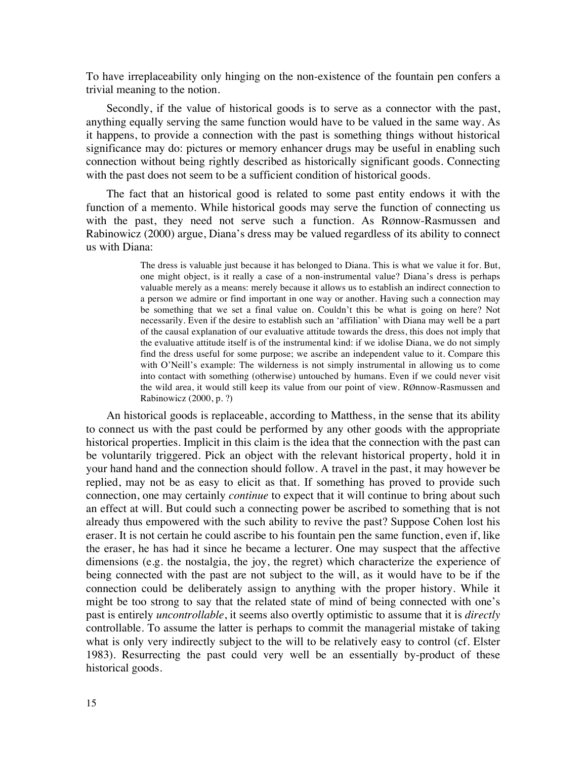To have irreplaceability only hinging on the non-existence of the fountain pen confers a trivial meaning to the notion.

Secondly, if the value of historical goods is to serve as a connector with the past, anything equally serving the same function would have to be valued in the same way. As it happens, to provide a connection with the past is something things without historical significance may do: pictures or memory enhancer drugs may be useful in enabling such connection without being rightly described as historically significant goods. Connecting with the past does not seem to be a sufficient condition of historical goods.

The fact that an historical good is related to some past entity endows it with the function of a memento. While historical goods may serve the function of connecting us with the past, they need not serve such a function. As RØnnow-Rasmussen and Rabinowicz (2000) argue, Diana's dress may be valued regardless of its ability to connect us with Diana:

> The dress is valuable just because it has belonged to Diana. This is what we value it for. But, one might object, is it really a case of a non-instrumental value? Diana's dress is perhaps valuable merely as a means: merely because it allows us to establish an indirect connection to a person we admire or find important in one way or another. Having such a connection may be something that we set a final value on. Couldn't this be what is going on here? Not necessarily. Even if the desire to establish such an 'affiliation' with Diana may well be a part of the causal explanation of our evaluative attitude towards the dress, this does not imply that the evaluative attitude itself is of the instrumental kind: if we idolise Diana, we do not simply find the dress useful for some purpose; we ascribe an independent value to it. Compare this with O'Neill's example: The wilderness is not simply instrumental in allowing us to come into contact with something (otherwise) untouched by humans. Even if we could never visit the wild area, it would still keep its value from our point of view. RØnnow-Rasmussen and Rabinowicz (2000, p. ?)

An historical goods is replaceable, according to Matthess, in the sense that its ability to connect us with the past could be performed by any other goods with the appropriate historical properties. Implicit in this claim is the idea that the connection with the past can be voluntarily triggered. Pick an object with the relevant historical property, hold it in your hand hand and the connection should follow. A travel in the past, it may however be replied, may not be as easy to elicit as that. If something has proved to provide such connection, one may certainly *continue* to expect that it will continue to bring about such an effect at will. But could such a connecting power be ascribed to something that is not already thus empowered with the such ability to revive the past? Suppose Cohen lost his eraser. It is not certain he could ascribe to his fountain pen the same function, even if, like the eraser, he has had it since he became a lecturer. One may suspect that the affective dimensions (e.g. the nostalgia, the joy, the regret) which characterize the experience of being connected with the past are not subject to the will, as it would have to be if the connection could be deliberately assign to anything with the proper history. While it might be too strong to say that the related state of mind of being connected with one's past is entirely *uncontrollable*, it seems also overtly optimistic to assume that it is *directly* controllable. To assume the latter is perhaps to commit the managerial mistake of taking what is only very indirectly subject to the will to be relatively easy to control (cf. Elster 1983). Resurrecting the past could very well be an essentially by-product of these historical goods.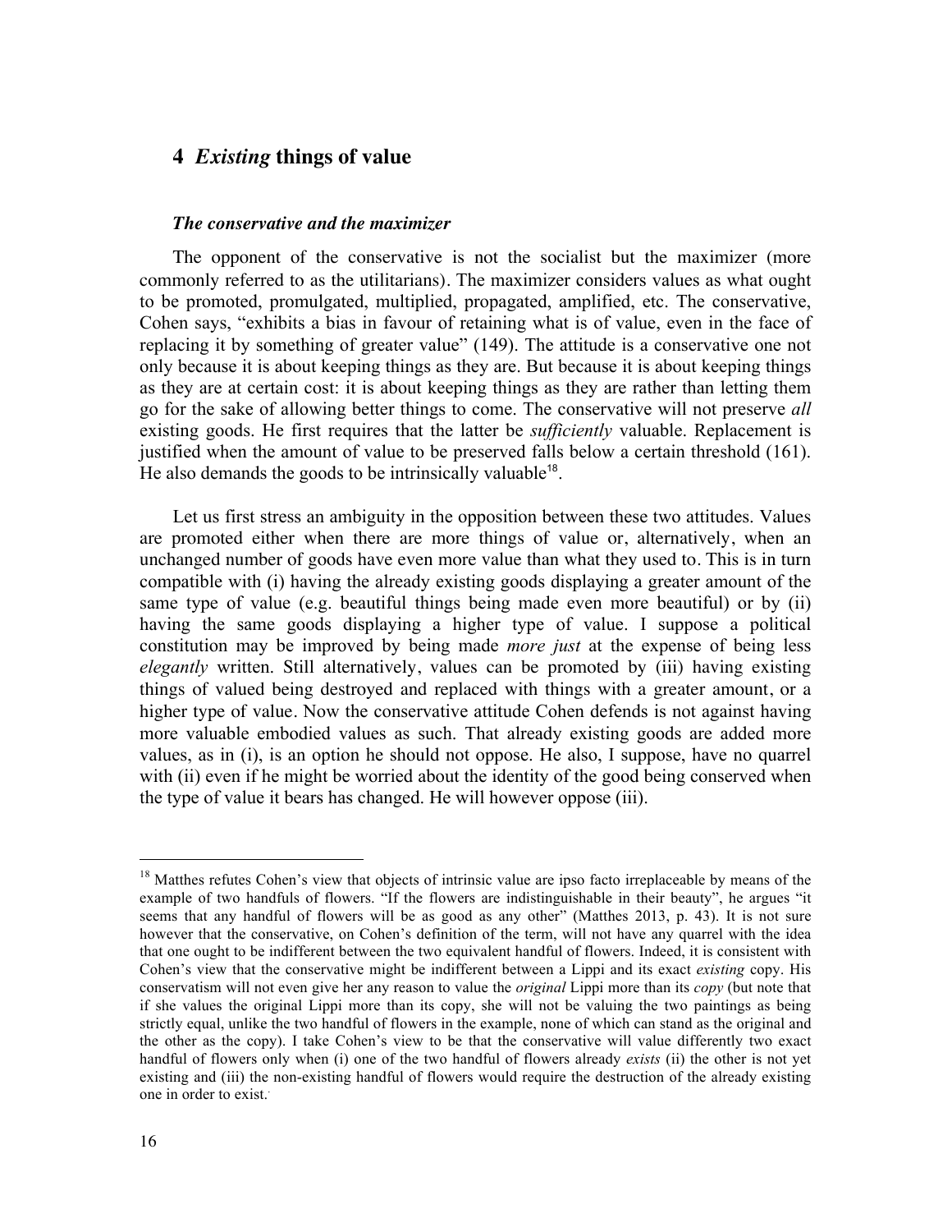## 4 *Existing* things of value

### *The conservative and the maximizer*

The opponent of the conservative is not the socialist but the maximizer (more commonly referred to as the utilitarians). The maximizer considers values as what ought to be promoted, promulgated, multiplied, propagated, amplified, etc. The conservative, Cohen says, "exhibits a bias in favour of retaining what is of value, even in the face of replacing it by something of greater value" (149). The attitude is a conservative one not only because it is about keeping things as they are. But because it is about keeping things as they are at certain cost: it is about keeping things as they are rather than letting them go for the sake of allowing better things to come. The conservative will not preserve *all* existing goods. He first requires that the latter be *sufficiently* valuable. Replacement is justified when the amount of value to be preserved falls below a certain threshold (161). He also demands the goods to be intrinsically valuable[18].

Let us first stress an ambiguity in the opposition between these two attitudes. Values are promoted either when there are more things of value or, alternatively, when an unchanged number of goods have even more value than what they used to. This is in turn compatible with (i) having the already existing goods displaying a greater amount of the same type of value (e.g. beautiful things being made even more beautiful) or by (ii) having the same goods displaying a higher type of value. I suppose a political constitution may be improved by being made *more just* at the expense of being less *elegantly* written. Still alternatively, values can be promoted by (iii) having existing things of valued being destroyed and replaced with things with a greater amount, or a higher type of value. Now the conservative attitude Cohen defends is not against having more valuable embodied values as such. That already existing goods are added more values, as in (i), is an option he should not oppose. He also, I suppose, have no quarrel with (ii) even if he might be worried about the identity of the good being conserved when the type of value it bears has changed. He will however oppose (iii).

---

[18] Matthes refutes Cohen's view that objects of intrinsic value are ipso facto irreplaceable by means of the example of two handfuls of flowers. "If the flowers are indistinguishable in their beauty", he argues "it seems that any handful of flowers will be as good as any other" (Matthes 2013, p. 43). It is not sure however that the conservative, on Cohen's definition of the term, will not have any quarrel with the idea that one ought to be indifferent between the two equivalent handful of flowers. Indeed, it is consistent with Cohen's view that the conservative might be indifferent between a Lippi and its exact *existing* copy. His conservatism will not even give her any reason to value the *original* Lippi more than its *copy* (but note that if she values the original Lippi more than its copy, she will not be valuing the two paintings as being strictly equal, unlike the two handful of flowers in the example, none of which can stand as the original and the other as the copy). I take Cohen's view to be that the conservative will value differently two exact handful of flowers only when (i) one of the two handful of flowers already *exists* (ii) the other is not yet existing and (iii) the non-existing handful of flowers would require the destruction of the already existing one in order to exist.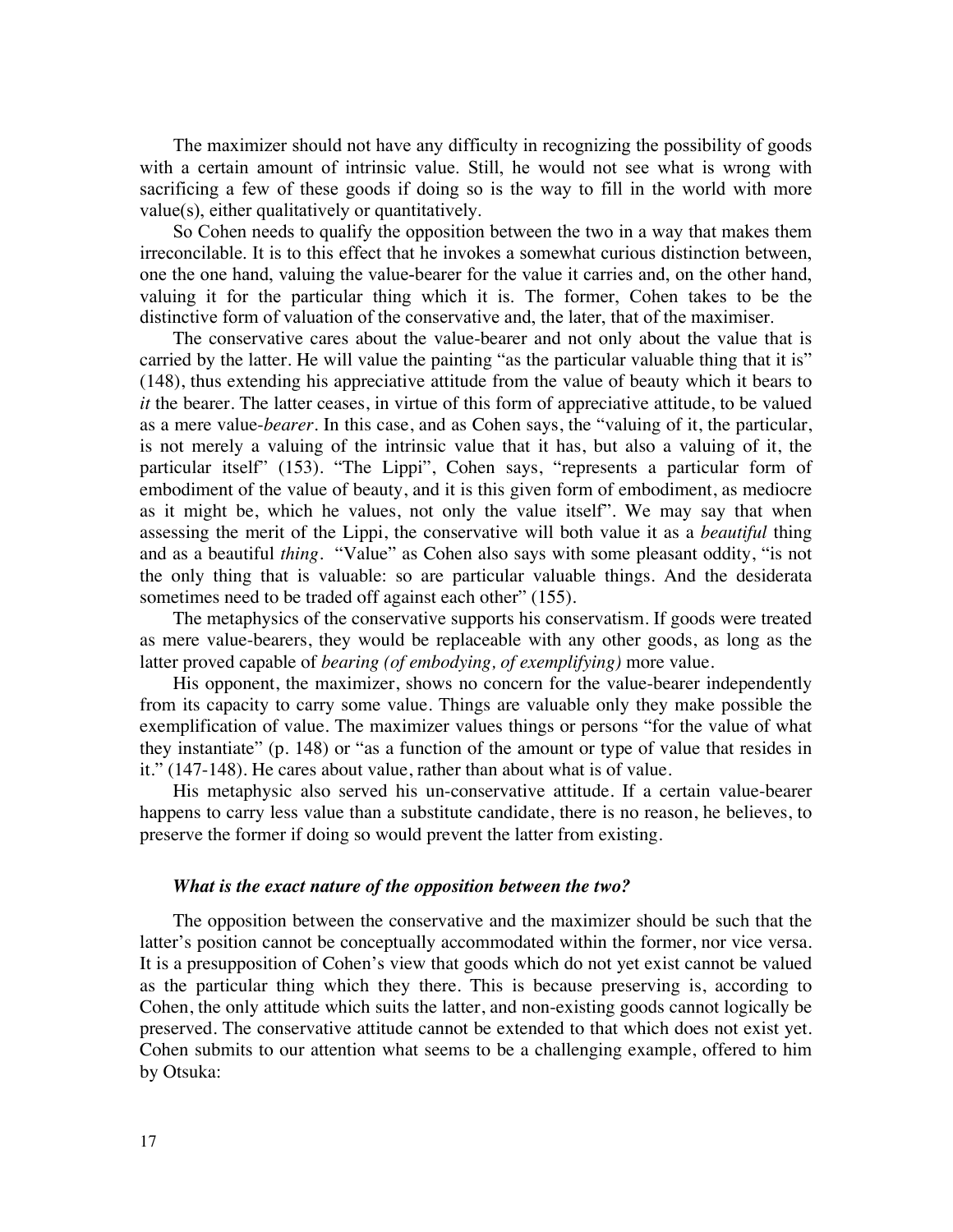The maximizer should not have any difficulty in recognizing the possibility of goods with a certain amount of intrinsic value. Still, he would not see what is wrong with sacrificing a few of these goods if doing so is the way to fill in the world with more value(s), either qualitatively or quantitatively.

So Cohen needs to qualify the opposition between the two in a way that makes them irreconcilable. It is to this effect that he invokes a somewhat curious distinction between, one the one hand, valuing the value-bearer for the value it carries and, on the other hand, valuing it for the particular thing which it is. The former, Cohen takes to be the distinctive form of valuation of the conservative and, the later, that of the maximiser.

The conservative cares about the value-bearer and not only about the value that is carried by the latter. He will value the painting "as the particular valuable thing that it is" (148), thus extending his appreciative attitude from the value of beauty which it bears to *it* the bearer. The latter ceases, in virtue of this form of appreciative attitude, to be valued as a mere value-*bearer*. In this case, and as Cohen says, the "valuing of it, the particular, is not merely a valuing of the intrinsic value that it has, but also a valuing of it, the particular itself" (153). "The Lippi", Cohen says, "represents a particular form of embodiment of the value of beauty, and it is this given form of embodiment, as mediocre as it might be, which he values, not only the value itself". We may say that when assessing the merit of the Lippi, the conservative will both value it as a *beautiful* thing and as a beautiful *thing*. "Value" as Cohen also says with some pleasant oddity, "is not the only thing that is valuable: so are particular valuable things. And the desiderata sometimes need to be traded off against each other" (155).

The metaphysics of the conservative supports his conservatism. If goods were treated as mere value-bearers, they would be replaceable with any other goods, as long as the latter proved capable of *bearing (of embodying, of exemplifying)* more value.

His opponent, the maximizer, shows no concern for the value-bearer independently from its capacity to carry some value. Things are valuable only they make possible the exemplification of value. The maximizer values things or persons "for the value of what they instantiate" (p. 148) or "as a function of the amount or type of value that resides in it." (147-148). He cares about value, rather than about what is of value.

His metaphysic also served his un-conservative attitude. If a certain value-bearer happens to carry less value than a substitute candidate, there is no reason, he believes, to preserve the former if doing so would prevent the latter from existing.

### *What is the exact nature of the opposition between the two?*

The opposition between the conservative and the maximizer should be such that the latter's position cannot be conceptually accommodated within the former, nor vice versa. It is a presupposition of Cohen's view that goods which do not yet exist cannot be valued as the particular thing which they there. This is because preserving is, according to Cohen, the only attitude which suits the latter, and non-existing goods cannot logically be preserved. The conservative attitude cannot be extended to that which does not exist yet. Cohen submits to our attention what seems to be a challenging example, offered to him by Otsuka: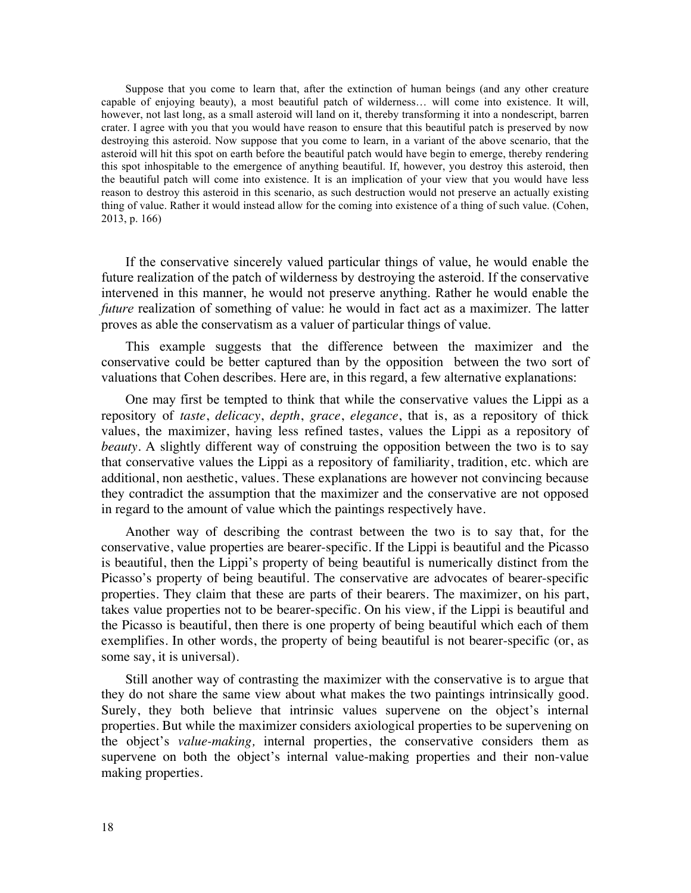> Suppose that you come to learn that, after the extinction of human beings (and any other creature capable of enjoying beauty), a most beautiful patch of wilderness… will come into existence. It will, however, not last long, as a small asteroid will land on it, thereby transforming it into a nondescript, barren crater. I agree with you that you would have reason to ensure that this beautiful patch is preserved by now destroying this asteroid. Now suppose that you come to learn, in a variant of the above scenario, that the asteroid will hit this spot on earth before the beautiful patch would have begin to emerge, thereby rendering this spot inhospitable to the emergence of anything beautiful. If, however, you destroy this asteroid, then the beautiful patch will come into existence. It is an implication of your view that you would have less reason to destroy this asteroid in this scenario, as such destruction would not preserve an actually existing thing of value. Rather it would instead allow for the coming into existence of a thing of such value. (Cohen, 2013, p. 166)

If the conservative sincerely valued particular things of value, he would enable the future realization of the patch of wilderness by destroying the asteroid. If the conservative intervened in this manner, he would not preserve anything. Rather he would enable the *future* realization of something of value: he would in fact act as a maximizer. The latter proves as able the conservatism as a valuer of particular things of value.

This example suggests that the difference between the maximizer and the conservative could be better captured than by the opposition between the two sort of valuations that Cohen describes. Here are, in this regard, a few alternative explanations:

One may first be tempted to think that while the conservative values the Lippi as a repository of *taste*, *delicacy*, *depth*, *grace*, *elegance*, that is, as a repository of thick values, the maximizer, having less refined tastes, values the Lippi as a repository of *beauty*. A slightly different way of construing the opposition between the two is to say that conservative values the Lippi as a repository of familiarity, tradition, etc. which are additional, non aesthetic, values. These explanations are however not convincing because they contradict the assumption that the maximizer and the conservative are not opposed in regard to the amount of value which the paintings respectively have.

Another way of describing the contrast between the two is to say that, for the conservative, value properties are bearer-specific. If the Lippi is beautiful and the Picasso is beautiful, then the Lippi's property of being beautiful is numerically distinct from the Picasso's property of being beautiful. The conservative are advocates of bearer-specific properties. They claim that these are parts of their bearers. The maximizer, on his part, takes value properties not to be bearer-specific. On his view, if the Lippi is beautiful and the Picasso is beautiful, then there is one property of being beautiful which each of them exemplifies. In other words, the property of being beautiful is not bearer-specific (or, as some say, it is universal).

Still another way of contrasting the maximizer with the conservative is to argue that they do not share the same view about what makes the two paintings intrinsically good. Surely, they both believe that intrinsic values supervene on the object's internal properties. But while the maximizer considers axiological properties to be supervening on the object's *value-making,* internal properties, the conservative considers them as supervene on both the object's internal value-making properties and their non-value making properties.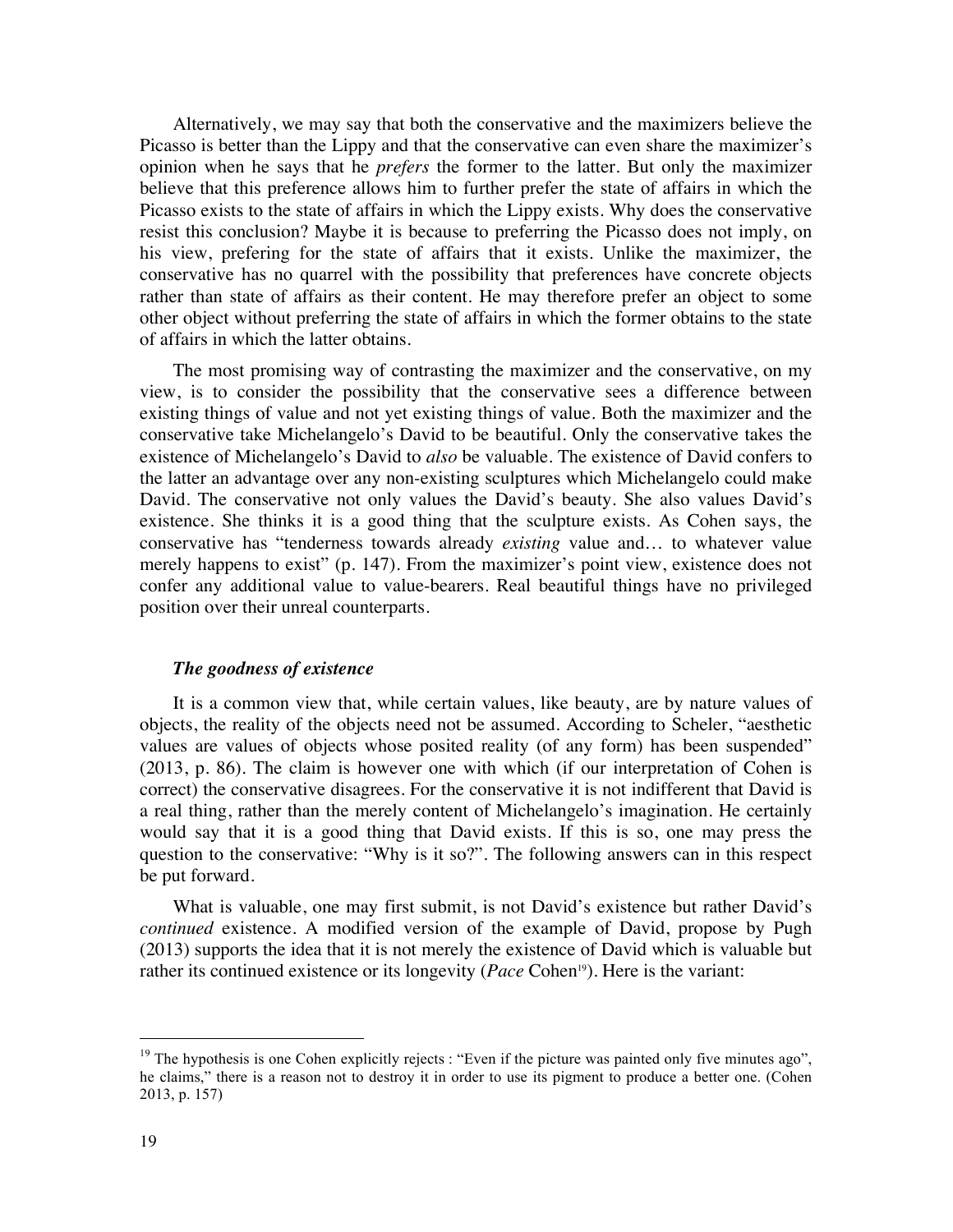Alternatively, we may say that both the conservative and the maximizers believe the Picasso is better than the Lippy and that the conservative can even share the maximizer's opinion when he says that he *prefers* the former to the latter. But only the maximizer believe that this preference allows him to further prefer the state of affairs in which the Picasso exists to the state of affairs in which the Lippy exists. Why does the conservative resist this conclusion? Maybe it is because to preferring the Picasso does not imply, on his view, prefering for the state of affairs that it exists. Unlike the maximizer, the conservative has no quarrel with the possibility that preferences have concrete objects rather than state of affairs as their content. He may therefore prefer an object to some other object without preferring the state of affairs in which the former obtains to the state of affairs in which the latter obtains.

The most promising way of contrasting the maximizer and the conservative, on my view, is to consider the possibility that the conservative sees a difference between existing things of value and not yet existing things of value. Both the maximizer and the conservative take Michelangelo's David to be beautiful. Only the conservative takes the existence of Michelangelo's David to *also* be valuable. The existence of David confers to the latter an advantage over any non-existing sculptures which Michelangelo could make David. The conservative not only values the David's beauty. She also values David's existence. She thinks it is a good thing that the sculpture exists. As Cohen says, the conservative has "tenderness towards already *existing* value and… to whatever value merely happens to exist" (p. 147). From the maximizer's point view, existence does not confer any additional value to value-bearers. Real beautiful things have no privileged position over their unreal counterparts.

### *The goodness of existence*

It is a common view that, while certain values, like beauty, are by nature values of objects, the reality of the objects need not be assumed. According to Scheler, "aesthetic values are values of objects whose posited reality (of any form) has been suspended" (2013, p. 86). The claim is however one with which (if our interpretation of Cohen is correct) the conservative disagrees. For the conservative it is not indifferent that David is a real thing, rather than the merely content of Michelangelo's imagination. He certainly would say that it is a good thing that David exists. If this is so, one may press the question to the conservative: "Why is it so?". The following answers can in this respect be put forward.

What is valuable, one may first submit, is not David's existence but rather David's *continued* existence. A modified version of the example of David, propose by Pugh (2013) supports the idea that it is not merely the existence of David which is valuable but rather its continued existence or its longevity (*Pace* Cohen[19]). Here is the variant:

[19] The hypothesis is one Cohen explicitly rejects : "Even if the picture was painted only five minutes ago", he claims," there is a reason not to destroy it in order to use its pigment to produce a better one. (Cohen 2013, p. 157)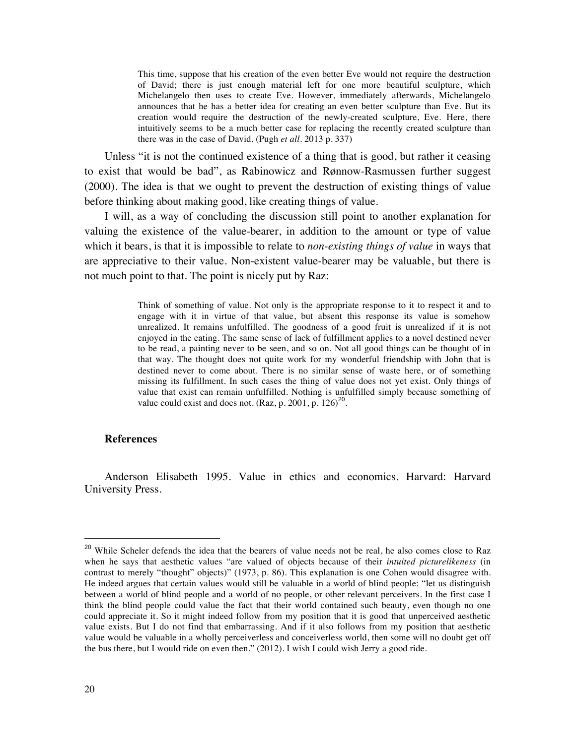> This time, suppose that his creation of the even better Eve would not require the destruction of David; there is just enough material left for one more beautiful sculpture, which Michelangelo then uses to create Eve. However, immediately afterwards, Michelangelo announces that he has a better idea for creating an even better sculpture than Eve. But its creation would require the destruction of the newly-created sculpture, Eve. Here, there intuitively seems to be a much better case for replacing the recently created sculpture than there was in the case of David. (Pugh *et all*. 2013 p. 337)

Unless "it is not the continued existence of a thing that is good, but rather it ceasing to exist that would be bad", as Rabinowicz and Rønnow-Rasmussen further suggest (2000). The idea is that we ought to prevent the destruction of existing things of value before thinking about making good, like creating things of value.

I will, as a way of concluding the discussion still point to another explanation for valuing the existence of the value-bearer, in addition to the amount or type of value which it bears, is that it is impossible to relate to *non-existing things of value* in ways that are appreciative to their value. Non-existent value-bearer may be valuable, but there is not much point to that. The point is nicely put by Raz:

> Think of something of value. Not only is the appropriate response to it to respect it and to engage with it in virtue of that value, but absent this response its value is somehow unrealized. It remains unfulfilled. The goodness of a good fruit is unrealized if it is not enjoyed in the eating. The same sense of lack of fulfillment applies to a novel destined never to be read, a painting never to be seen, and so on. Not all good things can be thought of in that way. The thought does not quite work for my wonderful friendship with John that is destined never to come about. There is no similar sense of waste here, or of something missing its fulfillment. In such cases the thing of value does not yet exist. Only things of value that exist can remain unfulfilled. Nothing is unfulfilled simply because something of value could exist and does not. (Raz, p. 2001, p. 126)[20].

**References**

Anderson Elisabeth 1995. Value in ethics and economics. Harvard: Harvard University Press.

---

[20] While Scheler defends the idea that the bearers of value needs not be real, he also comes close to Raz when he says that aesthetic values "are valued of objects because of their *intuited picturelikeness* (in contrast to merely "thought" objects)" (1973, p. 86). This explanation is one Cohen would disagree with. He indeed argues that certain values would still be valuable in a world of blind people: "let us distinguish between a world of blind people and a world of no people, or other relevant perceivers. In the first case I think the blind people could value the fact that their world contained such beauty, even though no one could appreciate it. So it might indeed follow from my position that it is good that unperceived aesthetic value exists. But I do not find that embarrassing. And if it also follows from my position that aesthetic value would be valuable in a wholly perceiverless and conceiverless world, then some will no doubt get off the bus there, but I would ride on even then." (2012). I wish I could wish Jerry a good ride.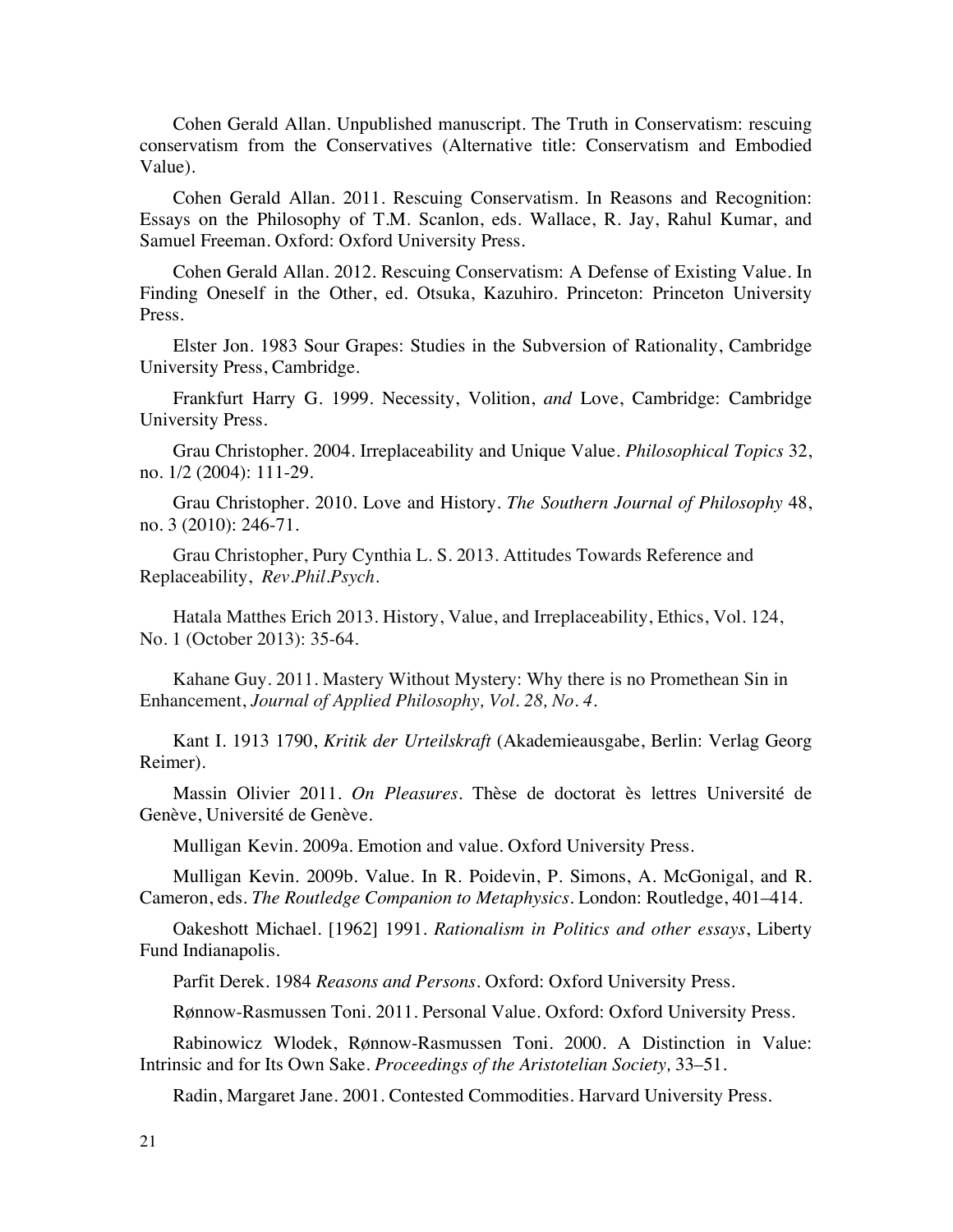Cohen Gerald Allan. Unpublished manuscript. The Truth in Conservatism: rescuing conservatism from the Conservatives (Alternative title: Conservatism and Embodied Value).

Cohen Gerald Allan. 2011. Rescuing Conservatism. In Reasons and Recognition: Essays on the Philosophy of T.M. Scanlon, eds. Wallace, R. Jay, Rahul Kumar, and Samuel Freeman. Oxford: Oxford University Press.

Cohen Gerald Allan. 2012. Rescuing Conservatism: A Defense of Existing Value. In Finding Oneself in the Other, ed. Otsuka, Kazuhiro. Princeton: Princeton University Press.

Elster Jon. 1983 Sour Grapes: Studies in the Subversion of Rationality, Cambridge University Press, Cambridge.

Frankfurt Harry G. 1999. Necessity, Volition, *and* Love, Cambridge: Cambridge University Press.

Grau Christopher. 2004. Irreplaceability and Unique Value. *Philosophical Topics* 32, no. 1/2 (2004): 111-29.

Grau Christopher. 2010. Love and History. *The Southern Journal of Philosophy* 48, no. 3 (2010): 246-71.

Grau Christopher, Pury Cynthia L. S. 2013. Attitudes Towards Reference and Replaceability, *Rev.Phil.Psych.*

Hatala Matthes Erich 2013. History, Value, and Irreplaceability, Ethics, Vol. 124, No. 1 (October 2013): 35-64.

Kahane Guy. 2011. Mastery Without Mystery: Why there is no Promethean Sin in Enhancement, *Journal of Applied Philosophy, Vol. 28, No. 4.*

Kant I. 1913 1790, *Kritik der Urteilskraft* (Akademieausgabe, Berlin: Verlag Georg Reimer).

Massin Olivier 2011. *On Pleasures*. Thèse de doctorat ès lettres Université de Genève, Université de Genève.

Mulligan Kevin. 2009a. Emotion and value. Oxford University Press.

Mulligan Kevin. 2009b. Value. In R. Poidevin, P. Simons, A. McGonigal, and R. Cameron, eds. *The Routledge Companion to Metaphysics*. London: Routledge, 401–414.

Oakeshott Michael. [1962] 1991. *Rationalism in Politics and other essays*, Liberty Fund Indianapolis.

Parfit Derek. 1984 *Reasons and Persons*. Oxford: Oxford University Press.

Rønnow-Rasmussen Toni. 2011. Personal Value. Oxford: Oxford University Press.

Rabinowicz Wlodek, Rønnow-Rasmussen Toni. 2000. A Distinction in Value: Intrinsic and for Its Own Sake. *Proceedings of the Aristotelian Society,* 33–51.

Radin, Margaret Jane. 2001. Contested Commodities. Harvard University Press.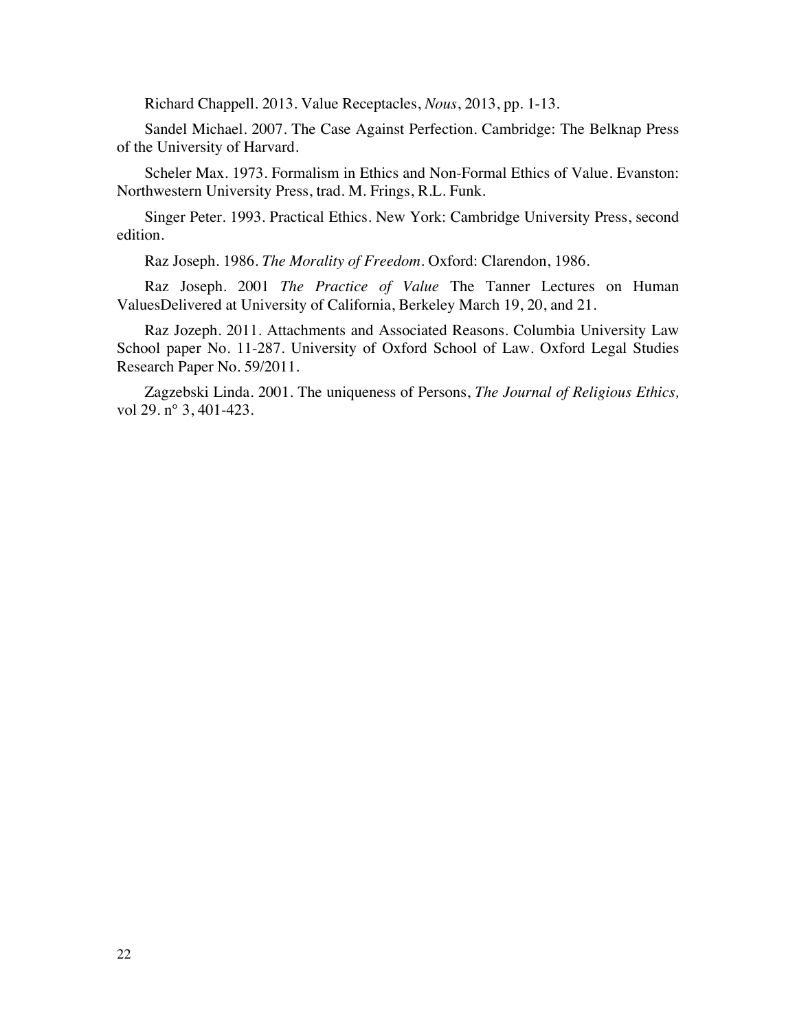Richard Chappell. 2013. Value Receptacles, *Nous*, 2013, pp. 1-13.

Sandel Michael. 2007. The Case Against Perfection. Cambridge: The Belknap Press of the University of Harvard.

Scheler Max. 1973. Formalism in Ethics and Non-Formal Ethics of Value. Evanston: Northwestern University Press, trad. M. Frings, R.L. Funk.

Singer Peter. 1993. Practical Ethics. New York: Cambridge University Press, second edition.

Raz Joseph. 1986. *The Morality of Freedom*. Oxford: Clarendon, 1986.

Raz Joseph. 2001 *The Practice of Value* The Tanner Lectures on Human ValuesDelivered at University of California, Berkeley March 19, 20, and 21.

Raz Jozeph. 2011. Attachments and Associated Reasons. Columbia University Law School paper No. 11-287. University of Oxford School of Law. Oxford Legal Studies Research Paper No. 59/2011.

Zagzebski Linda. 2001. The uniqueness of Persons, *The Journal of Religious Ethics,* vol 29. n° 3, 401-423.